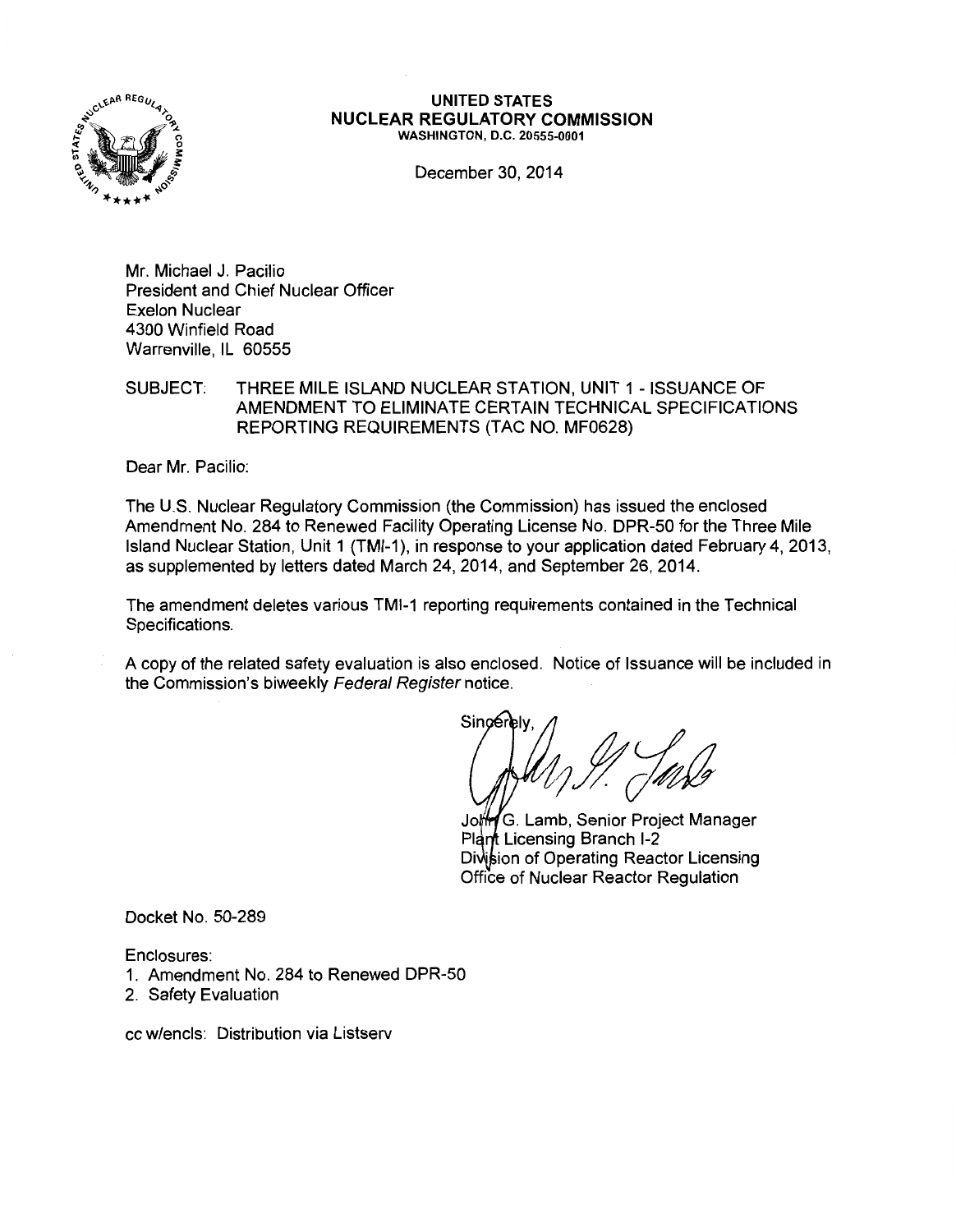**UNITED STATES**
**NUCLEAR REGULATORY COMMISSION**
WASHINGTON, D.C. 20555-0001

December 30, 2014

Mr. Michael J. Pacilio
President and Chief Nuclear Officer
Exelon Nuclear
4300 Winfield Road
Warrenville, IL 60555

SUBJECT: THREE MILE ISLAND NUCLEAR STATION, UNIT 1 - ISSUANCE OF AMENDMENT TO ELIMINATE CERTAIN TECHNICAL SPECIFICATIONS REPORTING REQUIREMENTS (TAC NO. MF0628)

Dear Mr. Pacilio:

The U.S. Nuclear Regulatory Commission (the Commission) has issued the enclosed Amendment No. 284 to Renewed Facility Operating License No. DPR-50 for the Three Mile Island Nuclear Station, Unit 1 (TMI-1), in response to your application dated February 4, 2013, as supplemented by letters dated March 24, 2014, and September 26, 2014.

The amendment deletes various TMI-1 reporting requirements contained in the Technical Specifications.

A copy of the related safety evaluation is also enclosed. Notice of Issuance will be included in the Commission's biweekly *Federal Register* notice.

Sincerely,

John G. Lamb, Senior Project Manager
Plant Licensing Branch I-2
Division of Operating Reactor Licensing
Office of Nuclear Reactor Regulation

Docket No. 50-289

Enclosures:
1. Amendment No. 284 to Renewed DPR-50
2. Safety Evaluation

cc w/encls: Distribution via Listserv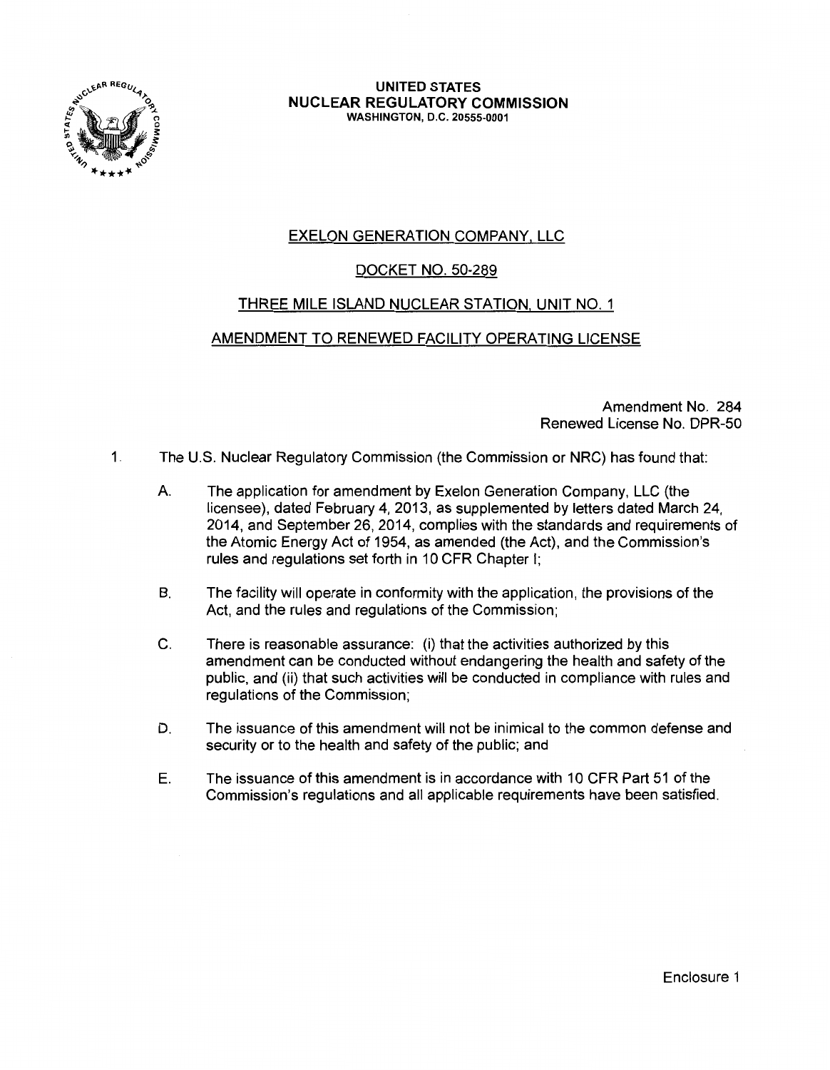**UNITED STATES**
**NUCLEAR REGULATORY COMMISSION**
WASHINGTON, D.C. 20555-0001

EXELON GENERATION COMPANY, LLC

DOCKET NO. 50-289

THREE MILE ISLAND NUCLEAR STATION, UNIT NO. 1

AMENDMENT TO RENEWED FACILITY OPERATING LICENSE

Amendment No. 284
Renewed License No. DPR-50

1. The U.S. Nuclear Regulatory Commission (the Commission or NRC) has found that:

   A. The application for amendment by Exelon Generation Company, LLC (the licensee), dated February 4, 2013, as supplemented by letters dated March 24, 2014, and September 26, 2014, complies with the standards and requirements of the Atomic Energy Act of 1954, as amended (the Act), and the Commission's rules and regulations set forth in 10 CFR Chapter I;

   B. The facility will operate in conformity with the application, the provisions of the Act, and the rules and regulations of the Commission;

   C. There is reasonable assurance: (i) that the activities authorized by this amendment can be conducted without endangering the health and safety of the public, and (ii) that such activities will be conducted in compliance with rules and regulations of the Commission;

   D. The issuance of this amendment will not be inimical to the common defense and security or to the health and safety of the public; and

   E. The issuance of this amendment is in accordance with 10 CFR Part 51 of the Commission's regulations and all applicable requirements have been satisfied.

Enclosure 1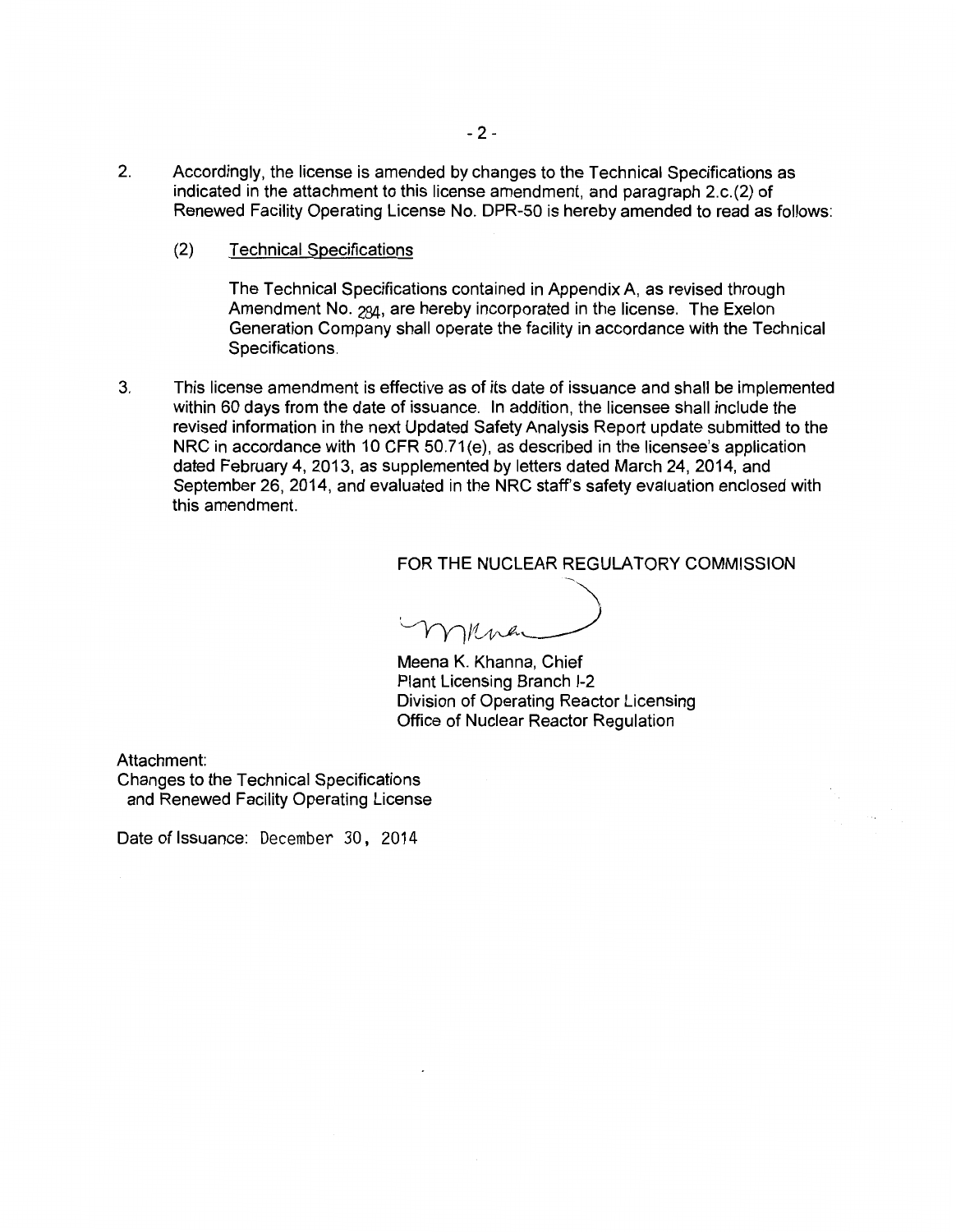2. Accordingly, the license is amended by changes to the Technical Specifications as indicated in the attachment to this license amendment, and paragraph 2.c.(2) of Renewed Facility Operating License No. DPR-50 is hereby amended to read as follows:

   (2) Technical Specifications

   The Technical Specifications contained in Appendix A, as revised through Amendment No. 284, are hereby incorporated in the license. The Exelon Generation Company shall operate the facility in accordance with the Technical Specifications.

3. This license amendment is effective as of its date of issuance and shall be implemented within 60 days from the date of issuance. In addition, the licensee shall include the revised information in the next Updated Safety Analysis Report update submitted to the NRC in accordance with 10 CFR 50.71(e), as described in the licensee's application dated February 4, 2013, as supplemented by letters dated March 24, 2014, and September 26, 2014, and evaluated in the NRC staff's safety evaluation enclosed with this amendment.

FOR THE NUCLEAR REGULATORY COMMISSION

Meena K. Khanna, Chief
Plant Licensing Branch I-2
Division of Operating Reactor Licensing
Office of Nuclear Reactor Regulation

Attachment:
Changes to the Technical Specifications and Renewed Facility Operating License

Date of Issuance: December 30, 2014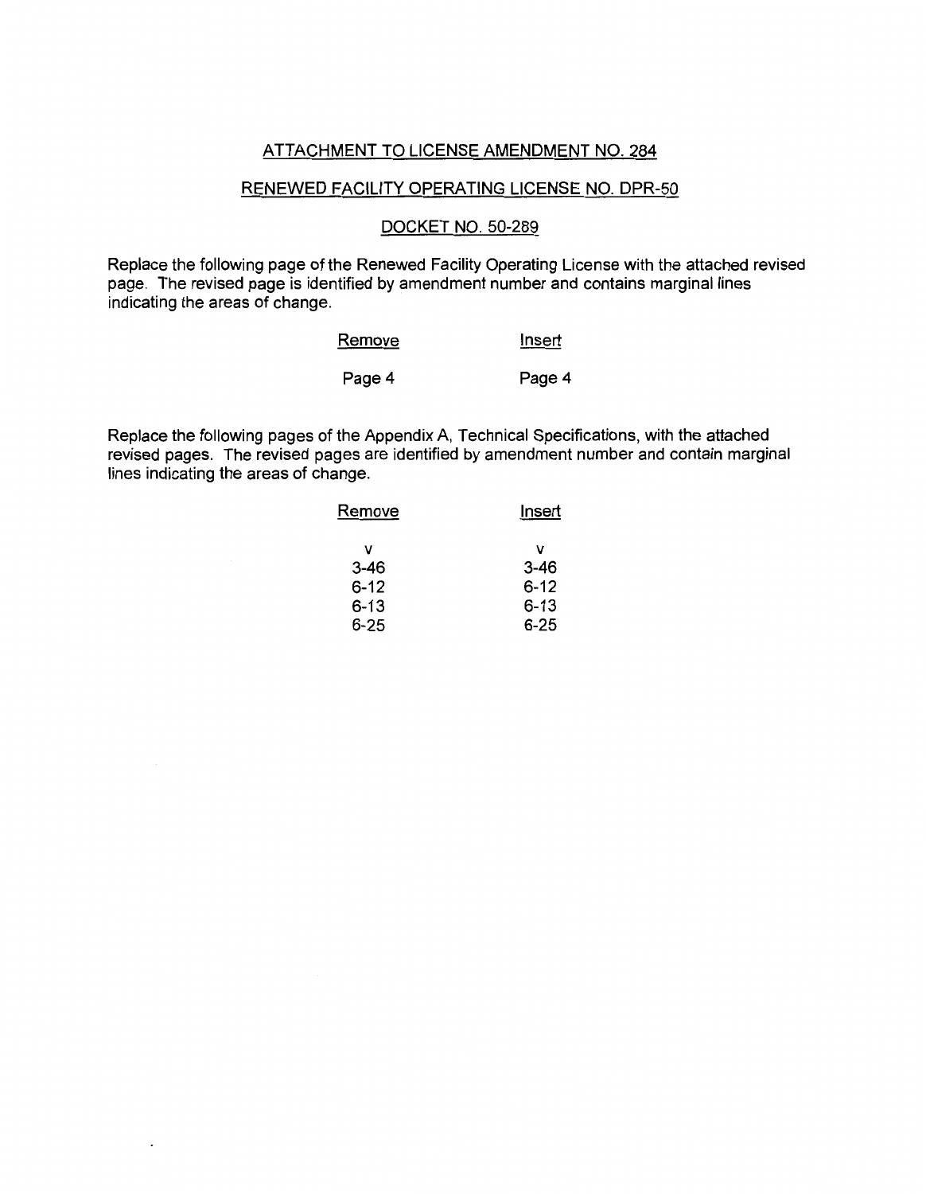ATTACHMENT TO LICENSE AMENDMENT NO. 284

RENEWED FACILITY OPERATING LICENSE NO. DPR-50

DOCKET NO. 50-289

Replace the following page of the Renewed Facility Operating License with the attached revised page. The revised page is identified by amendment number and contains marginal lines indicating the areas of change.

| Remove | Insert |
| --- | --- |
| Page 4 | Page 4 |

Replace the following pages of the Appendix A, Technical Specifications, with the attached revised pages. The revised pages are identified by amendment number and contain marginal lines indicating the areas of change.

| Remove | Insert |
| --- | --- |
| v | v |
| 3-46 | 3-46 |
| 6-12 | 6-12 |
| 6-13 | 6-13 |
| 6-25 | 6-25 |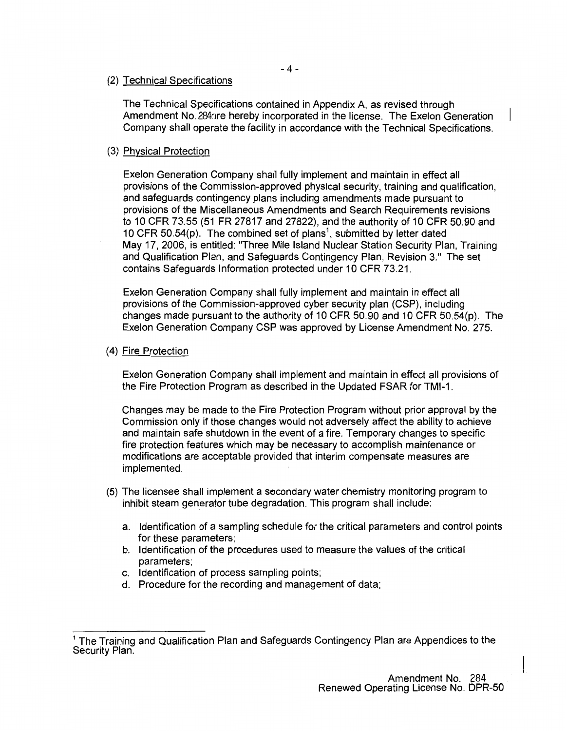(2) Technical Specifications

The Technical Specifications contained in Appendix A, as revised through Amendment No. 284 are hereby incorporated in the license. The Exelon Generation Company shall operate the facility in accordance with the Technical Specifications.

(3) Physical Protection

Exelon Generation Company shall fully implement and maintain in effect all provisions of the Commission-approved physical security, training and qualification, and safeguards contingency plans including amendments made pursuant to provisions of the Miscellaneous Amendments and Search Requirements revisions to 10 CFR 73.55 (51 FR 27817 and 27822), and the authority of 10 CFR 50.90 and 10 CFR 50.54(p). The combined set of plans[1], submitted by letter dated May 17, 2006, is entitled: "Three Mile Island Nuclear Station Security Plan, Training and Qualification Plan, and Safeguards Contingency Plan, Revision 3." The set contains Safeguards Information protected under 10 CFR 73.21.

Exelon Generation Company shall fully implement and maintain in effect all provisions of the Commission-approved cyber security plan (CSP), including changes made pursuant to the authority of 10 CFR 50.90 and 10 CFR 50.54(p). The Exelon Generation Company CSP was approved by License Amendment No. 275.

(4) Fire Protection

Exelon Generation Company shall implement and maintain in effect all provisions of the Fire Protection Program as described in the Updated FSAR for TMI-1.

Changes may be made to the Fire Protection Program without prior approval by the Commission only if those changes would not adversely affect the ability to achieve and maintain safe shutdown in the event of a fire. Temporary changes to specific fire protection features which may be necessary to accomplish maintenance or modifications are acceptable provided that interim compensate measures are implemented.

(5) The licensee shall implement a secondary water chemistry monitoring program to inhibit steam generator tube degradation. This program shall include:

a. Identification of a sampling schedule for the critical parameters and control points for these parameters;
b. Identification of the procedures used to measure the values of the critical parameters;
c. Identification of process sampling points;
d. Procedure for the recording and management of data;

[1] The Training and Qualification Plan and Safeguards Contingency Plan are Appendices to the Security Plan.

Amendment No. 284
Renewed Operating License No. DPR-50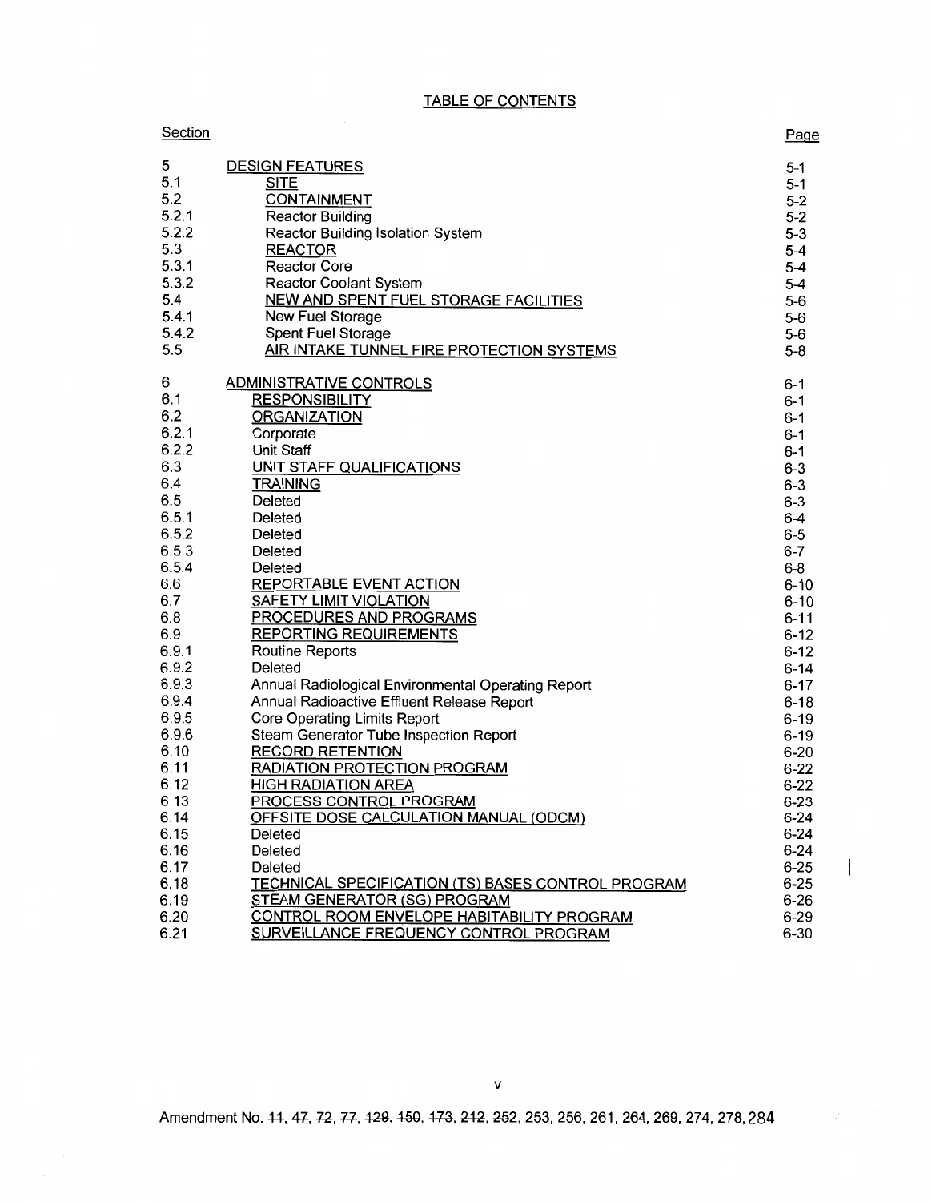TABLE OF CONTENTS

| Section | | Page |
|---|---|---|
| 5 | DESIGN FEATURES | 5-1 |
| 5.1 | SITE | 5-1 |
| 5.2 | CONTAINMENT | 5-2 |
| 5.2.1 | Reactor Building | 5-2 |
| 5.2.2 | Reactor Building Isolation System | 5-3 |
| 5.3 | REACTOR | 5-4 |
| 5.3.1 | Reactor Core | 5-4 |
| 5.3.2 | Reactor Coolant System | 5-4 |
| 5.4 | NEW AND SPENT FUEL STORAGE FACILITIES | 5-6 |
| 5.4.1 | New Fuel Storage | 5-6 |
| 5.4.2 | Spent Fuel Storage | 5-6 |
| 5.5 | AIR INTAKE TUNNEL FIRE PROTECTION SYSTEMS | 5-8 |
| 6 | ADMINISTRATIVE CONTROLS | 6-1 |
| 6.1 | RESPONSIBILITY | 6-1 |
| 6.2 | ORGANIZATION | 6-1 |
| 6.2.1 | Corporate | 6-1 |
| 6.2.2 | Unit Staff | 6-1 |
| 6.3 | UNIT STAFF QUALIFICATIONS | 6-3 |
| 6.4 | TRAINING | 6-3 |
| 6.5 | Deleted | 6-3 |
| 6.5.1 | Deleted | 6-4 |
| 6.5.2 | Deleted | 6-5 |
| 6.5.3 | Deleted | 6-7 |
| 6.5.4 | Deleted | 6-8 |
| 6.6 | REPORTABLE EVENT ACTION | 6-10 |
| 6.7 | SAFETY LIMIT VIOLATION | 6-10 |
| 6.8 | PROCEDURES AND PROGRAMS | 6-11 |
| 6.9 | REPORTING REQUIREMENTS | 6-12 |
| 6.9.1 | Routine Reports | 6-12 |
| 6.9.2 | Deleted | 6-14 |
| 6.9.3 | Annual Radiological Environmental Operating Report | 6-17 |
| 6.9.4 | Annual Radioactive Effluent Release Report | 6-18 |
| 6.9.5 | Core Operating Limits Report | 6-19 |
| 6.9.6 | Steam Generator Tube Inspection Report | 6-19 |
| 6.10 | RECORD RETENTION | 6-20 |
| 6.11 | RADIATION PROTECTION PROGRAM | 6-22 |
| 6.12 | HIGH RADIATION AREA | 6-22 |
| 6.13 | PROCESS CONTROL PROGRAM | 6-23 |
| 6.14 | OFFSITE DOSE CALCULATION MANUAL (ODCM) | 6-24 |
| 6.15 | Deleted | 6-24 |
| 6.16 | Deleted | 6-24 |
| 6.17 | Deleted | 6-25 |
| 6.18 | TECHNICAL SPECIFICATION (TS) BASES CONTROL PROGRAM | 6-25 |
| 6.19 | STEAM GENERATOR (SG) PROGRAM | 6-26 |
| 6.20 | CONTROL ROOM ENVELOPE HABITABILITY PROGRAM | 6-29 |
| 6.21 | SURVEILLANCE FREQUENCY CONTROL PROGRAM | 6-30 |

v

Amendment No. ~~11~~, ~~47~~, ~~72~~, ~~77~~, ~~129~~, ~~150~~, ~~173~~, ~~212~~, ~~252~~, ~~253~~, ~~256~~, ~~261~~, ~~264~~, ~~269~~, ~~274~~, ~~278~~, 284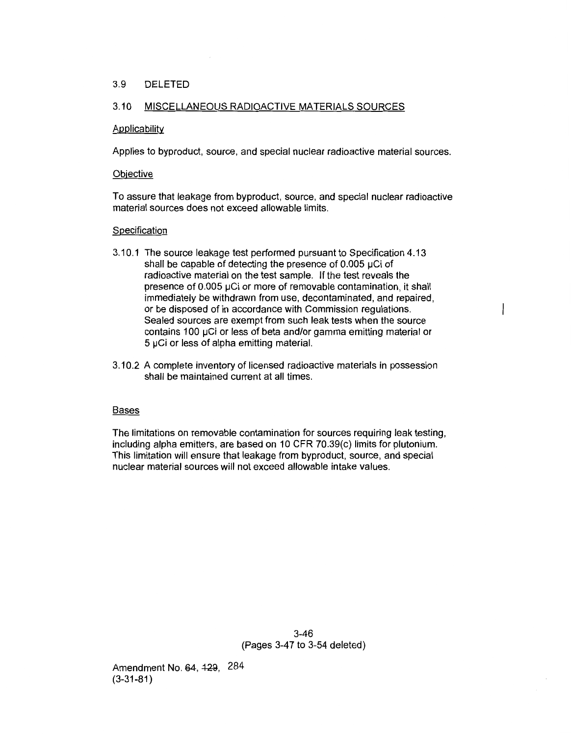## 3.9 DELETED

## 3.10 MISCELLANEOUS RADIOACTIVE MATERIALS SOURCES

### Applicability

Applies to byproduct, source, and special nuclear radioactive material sources.

### Objective

To assure that leakage from byproduct, source, and special nuclear radioactive material sources does not exceed allowable limits.

### Specification

3.10.1 The source leakage test performed pursuant to Specification 4.13 shall be capable of detecting the presence of 0.005 μCi of radioactive material on the test sample. If the test reveals the presence of 0.005 μCi or more of removable contamination, it shall immediately be withdrawn from use, decontaminated, and repaired, or be disposed of in accordance with Commission regulations. Sealed sources are exempt from such leak tests when the source contains 100 μCi or less of beta and/or gamma emitting material or 5 μCi or less of alpha emitting material.

3.10.2 A complete inventory of licensed radioactive materials in possession shall be maintained current at all times.

### Bases

The limitations on removable contamination for sources requiring leak testing, including alpha emitters, are based on 10 CFR 70.39(c) limits for plutonium. This limitation will ensure that leakage from byproduct, source, and special nuclear material sources will not exceed allowable intake values.

(Pages 3-47 to 3-54 deleted)

Amendment No. ~~64~~, ~~129~~, 284
(3-31-81)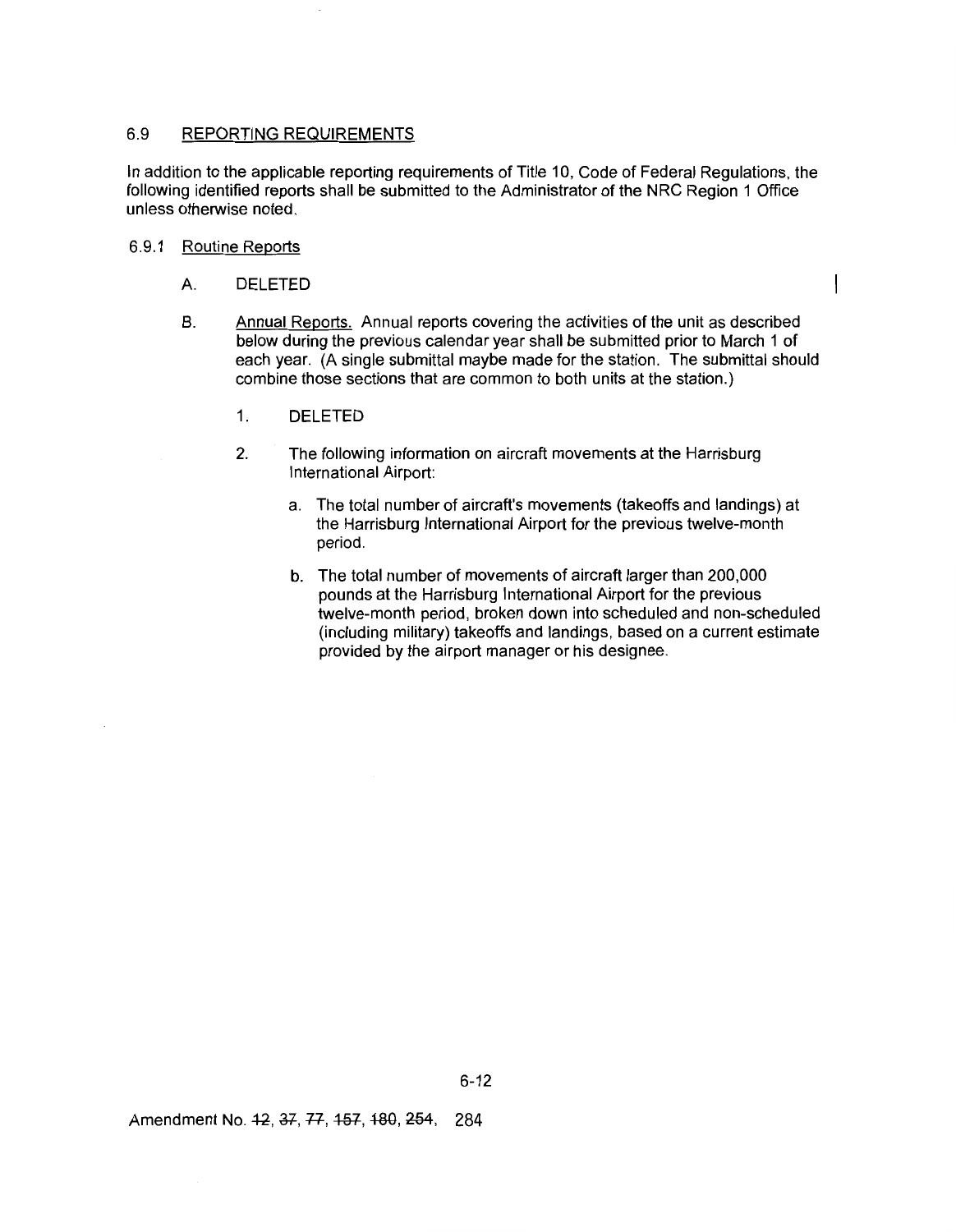## 6.9 REPORTING REQUIREMENTS

In addition to the applicable reporting requirements of Title 10, Code of Federal Regulations, the following identified reports shall be submitted to the Administrator of the NRC Region 1 Office unless otherwise noted.

### 6.9.1 Routine Reports

A. DELETED

B. Annual Reports. Annual reports covering the activities of the unit as described below during the previous calendar year shall be submitted prior to March 1 of each year. (A single submittal maybe made for the station. The submittal should combine those sections that are common to both units at the station.)

1. DELETED

2. The following information on aircraft movements at the Harrisburg International Airport:

   a. The total number of aircraft's movements (takeoffs and landings) at the Harrisburg International Airport for the previous twelve-month period.

   b. The total number of movements of aircraft larger than 200,000 pounds at the Harrisburg International Airport for the previous twelve-month period, broken down into scheduled and non-scheduled (including military) takeoffs and landings, based on a current estimate provided by the airport manager or his designee.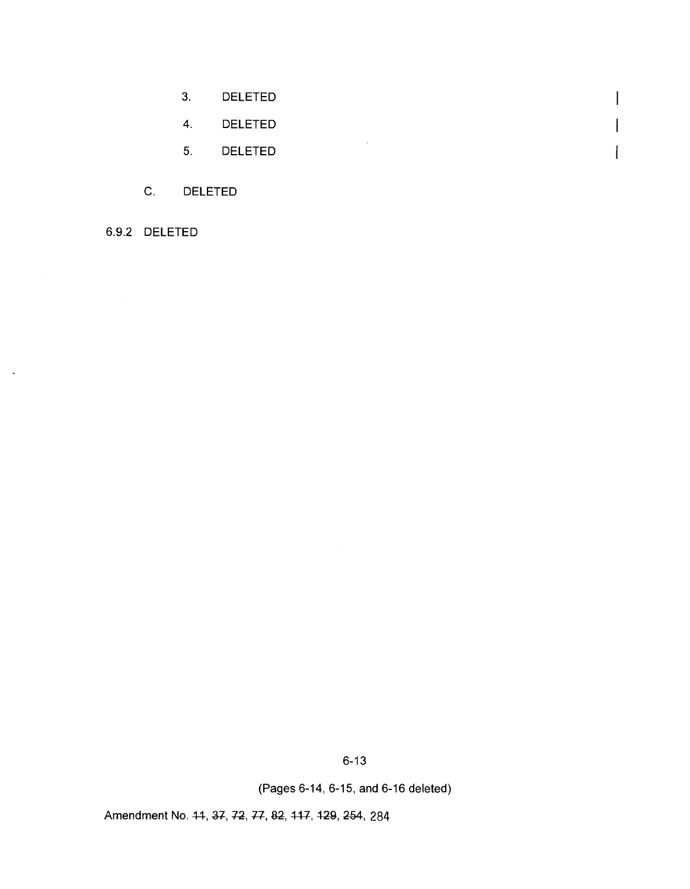3. DELETED

4. DELETED

5. DELETED

C. DELETED

6.9.2 DELETED

(Pages 6-14, 6-15, and 6-16 deleted)

Amendment No. ~~11~~, ~~37~~, ~~72~~, ~~77~~, ~~82~~, ~~117~~, ~~129~~, ~~254~~, 284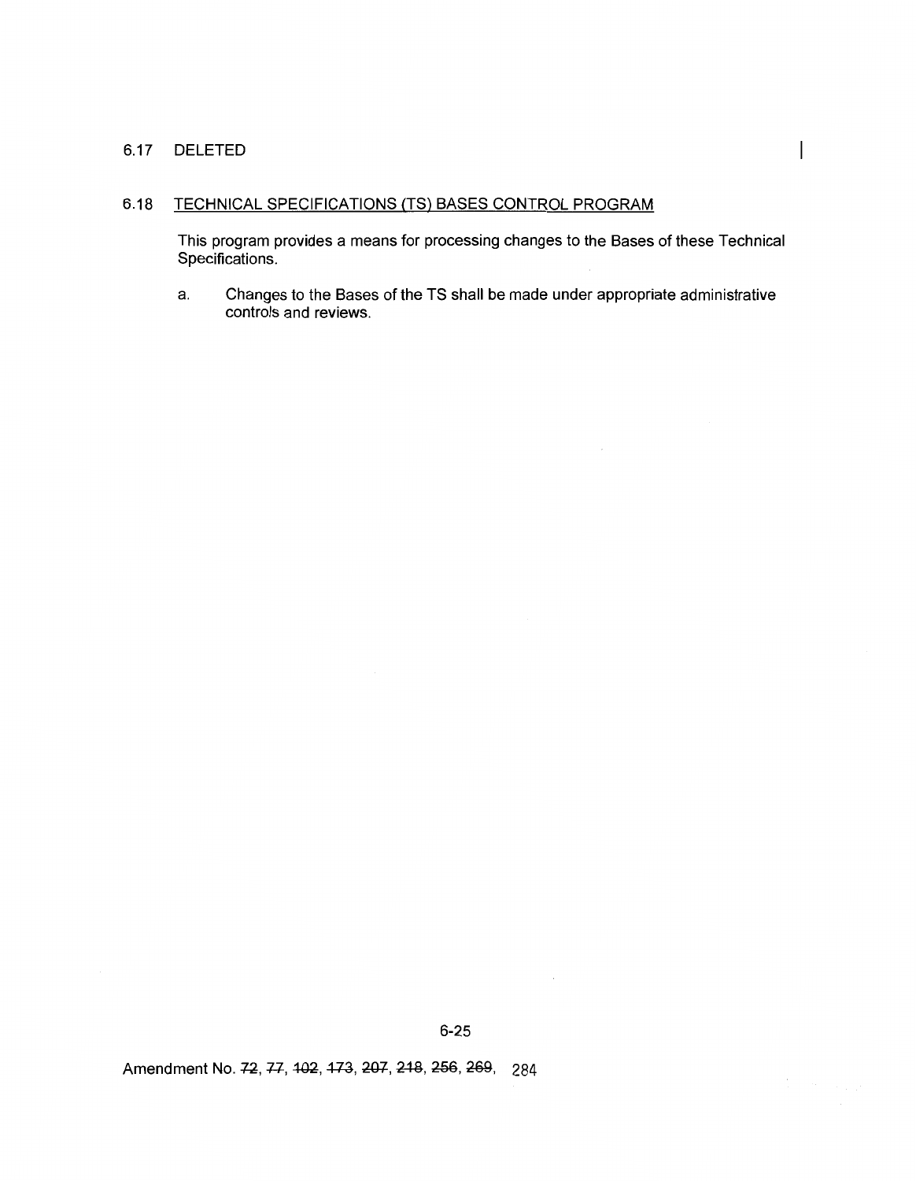6.17 DELETED

6.18 TECHNICAL SPECIFICATIONS (TS) BASES CONTROL PROGRAM

This program provides a means for processing changes to the Bases of these Technical Specifications.

a. Changes to the Bases of the TS shall be made under appropriate administrative controls and reviews.

6-25

Amendment No. ~~72~~, ~~77~~, ~~102~~, ~~173~~, ~~207~~, ~~218~~, ~~256~~, ~~269~~, 284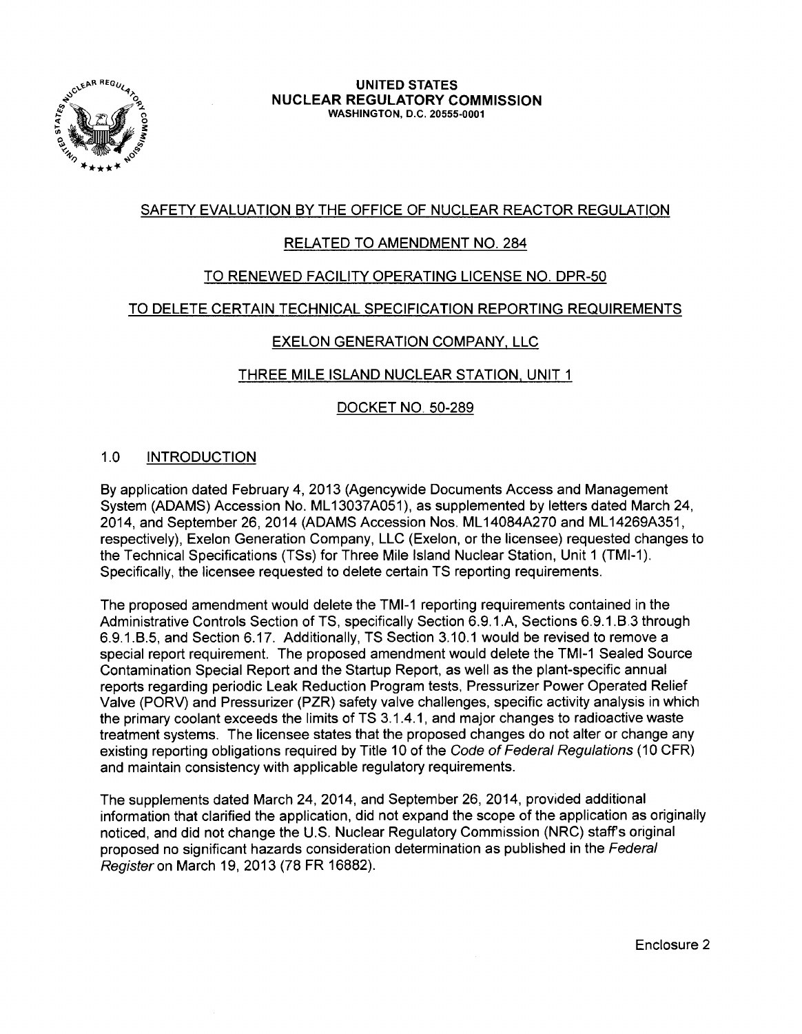**UNITED STATES**
**NUCLEAR REGULATORY COMMISSION**
WASHINGTON, D.C. 20555-0001

SAFETY EVALUATION BY THE OFFICE OF NUCLEAR REACTOR REGULATION

RELATED TO AMENDMENT NO. 284

TO RENEWED FACILITY OPERATING LICENSE NO. DPR-50

TO DELETE CERTAIN TECHNICAL SPECIFICATION REPORTING REQUIREMENTS

EXELON GENERATION COMPANY, LLC

THREE MILE ISLAND NUCLEAR STATION, UNIT 1

DOCKET NO. 50-289

## 1.0 INTRODUCTION

By application dated February 4, 2013 (Agencywide Documents Access and Management System (ADAMS) Accession No. ML13037A051), as supplemented by letters dated March 24, 2014, and September 26, 2014 (ADAMS Accession Nos. ML14084A270 and ML14269A351, respectively), Exelon Generation Company, LLC (Exelon, or the licensee) requested changes to the Technical Specifications (TSs) for Three Mile Island Nuclear Station, Unit 1 (TMI-1). Specifically, the licensee requested to delete certain TS reporting requirements.

The proposed amendment would delete the TMI-1 reporting requirements contained in the Administrative Controls Section of TS, specifically Section 6.9.1.A, Sections 6.9.1.B.3 through 6.9.1.B.5, and Section 6.17. Additionally, TS Section 3.10.1 would be revised to remove a special report requirement. The proposed amendment would delete the TMI-1 Sealed Source Contamination Special Report and the Startup Report, as well as the plant-specific annual reports regarding periodic Leak Reduction Program tests, Pressurizer Power Operated Relief Valve (PORV) and Pressurizer (PZR) safety valve challenges, specific activity analysis in which the primary coolant exceeds the limits of TS 3.1.4.1, and major changes to radioactive waste treatment systems. The licensee states that the proposed changes do not alter or change any existing reporting obligations required by Title 10 of the *Code of Federal Regulations* (10 CFR) and maintain consistency with applicable regulatory requirements.

The supplements dated March 24, 2014, and September 26, 2014, provided additional information that clarified the application, did not expand the scope of the application as originally noticed, and did not change the U.S. Nuclear Regulatory Commission (NRC) staff's original proposed no significant hazards consideration determination as published in the *Federal Register* on March 19, 2013 (78 FR 16882).

Enclosure 2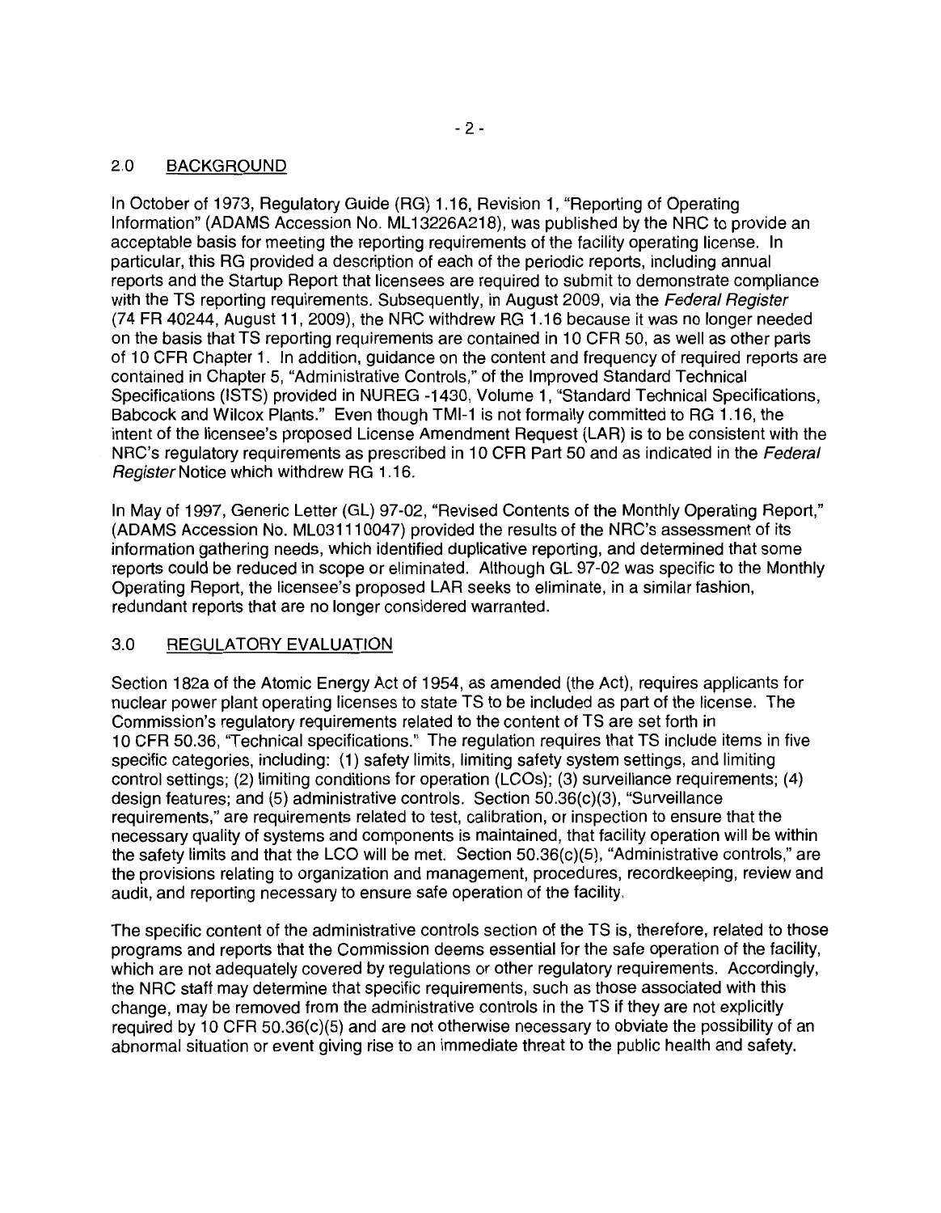## 2.0 BACKGROUND

In October of 1973, Regulatory Guide (RG) 1.16, Revision 1, "Reporting of Operating Information" (ADAMS Accession No. ML13226A218), was published by the NRC to provide an acceptable basis for meeting the reporting requirements of the facility operating license. In particular, this RG provided a description of each of the periodic reports, including annual reports and the Startup Report that licensees are required to submit to demonstrate compliance with the TS reporting requirements. Subsequently, in August 2009, via the *Federal Register* (74 FR 40244, August 11, 2009), the NRC withdrew RG 1.16 because it was no longer needed on the basis that TS reporting requirements are contained in 10 CFR 50, as well as other parts of 10 CFR Chapter 1. In addition, guidance on the content and frequency of required reports are contained in Chapter 5, "Administrative Controls," of the Improved Standard Technical Specifications (ISTS) provided in NUREG -1430, Volume 1, "Standard Technical Specifications, Babcock and Wilcox Plants." Even though TMI-1 is not formally committed to RG 1.16, the intent of the licensee's proposed License Amendment Request (LAR) is to be consistent with the NRC's regulatory requirements as prescribed in 10 CFR Part 50 and as indicated in the *Federal Register* Notice which withdrew RG 1.16.

In May of 1997, Generic Letter (GL) 97-02, "Revised Contents of the Monthly Operating Report," (ADAMS Accession No. ML031110047) provided the results of the NRC's assessment of its information gathering needs, which identified duplicative reporting, and determined that some reports could be reduced in scope or eliminated. Although GL 97-02 was specific to the Monthly Operating Report, the licensee's proposed LAR seeks to eliminate, in a similar fashion, redundant reports that are no longer considered warranted.

## 3.0 REGULATORY EVALUATION

Section 182a of the Atomic Energy Act of 1954, as amended (the Act), requires applicants for nuclear power plant operating licenses to state TS to be included as part of the license. The Commission's regulatory requirements related to the content of TS are set forth in 10 CFR 50.36, "Technical specifications." The regulation requires that TS include items in five specific categories, including: (1) safety limits, limiting safety system settings, and limiting control settings; (2) limiting conditions for operation (LCOs); (3) surveillance requirements; (4) design features; and (5) administrative controls. Section 50.36(c)(3), "Surveillance requirements," are requirements related to test, calibration, or inspection to ensure that the necessary quality of systems and components is maintained, that facility operation will be within the safety limits and that the LCO will be met. Section 50.36(c)(5), "Administrative controls," are the provisions relating to organization and management, procedures, recordkeeping, review and audit, and reporting necessary to ensure safe operation of the facility.

The specific content of the administrative controls section of the TS is, therefore, related to those programs and reports that the Commission deems essential for the safe operation of the facility, which are not adequately covered by regulations or other regulatory requirements. Accordingly, the NRC staff may determine that specific requirements, such as those associated with this change, may be removed from the administrative controls in the TS if they are not explicitly required by 10 CFR 50.36(c)(5) and are not otherwise necessary to obviate the possibility of an abnormal situation or event giving rise to an immediate threat to the public health and safety.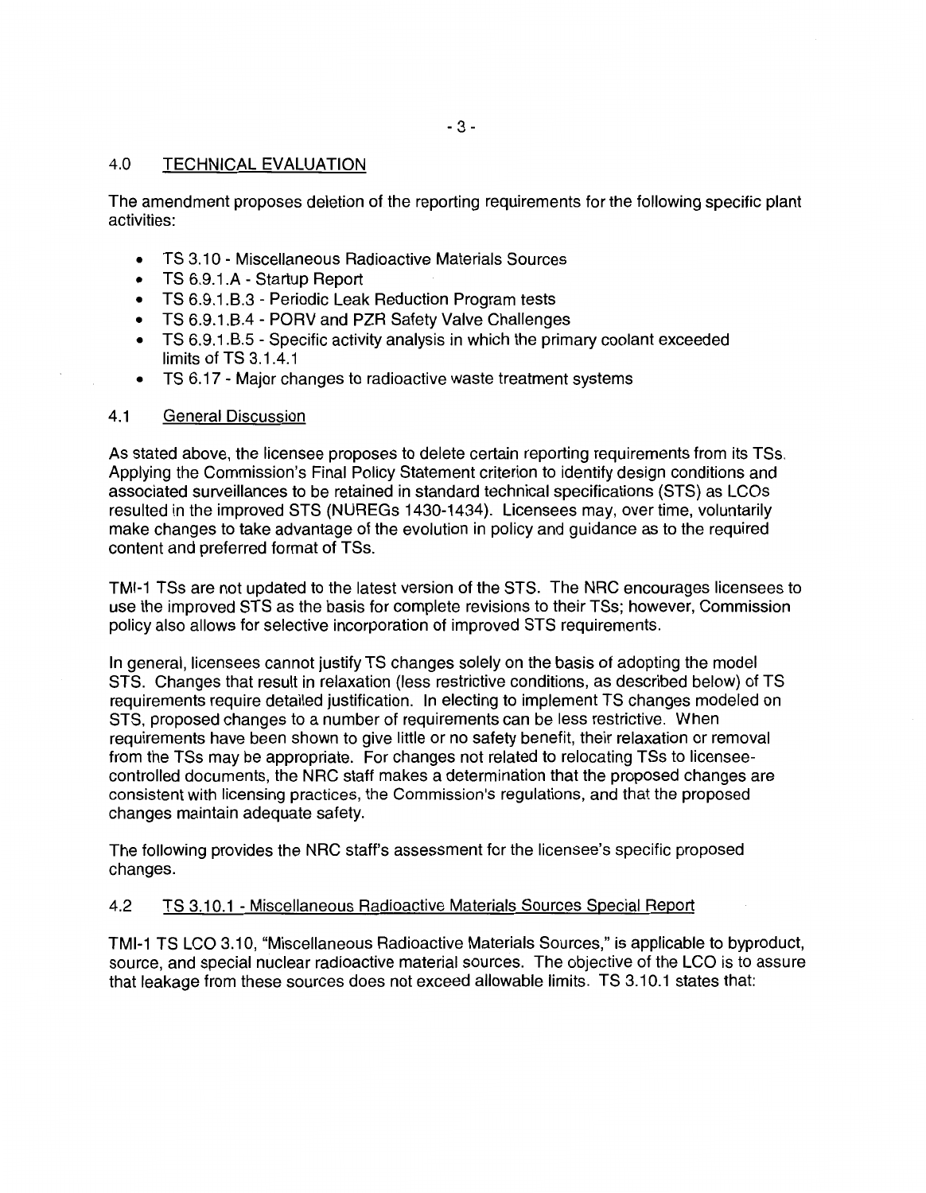## 4.0 TECHNICAL EVALUATION

The amendment proposes deletion of the reporting requirements for the following specific plant activities:

- TS 3.10 - Miscellaneous Radioactive Materials Sources
- TS 6.9.1.A - Startup Report
- TS 6.9.1.B.3 - Periodic Leak Reduction Program tests
- TS 6.9.1.B.4 - PORV and PZR Safety Valve Challenges
- TS 6.9.1.B.5 - Specific activity analysis in which the primary coolant exceeded limits of TS 3.1.4.1
- TS 6.17 - Major changes to radioactive waste treatment systems

### 4.1 General Discussion

As stated above, the licensee proposes to delete certain reporting requirements from its TSs. Applying the Commission's Final Policy Statement criterion to identify design conditions and associated surveillances to be retained in standard technical specifications (STS) as LCOs resulted in the improved STS (NUREGs 1430-1434). Licensees may, over time, voluntarily make changes to take advantage of the evolution in policy and guidance as to the required content and preferred format of TSs.

TMI-1 TSs are not updated to the latest version of the STS. The NRC encourages licensees to use the improved STS as the basis for complete revisions to their TSs; however, Commission policy also allows for selective incorporation of improved STS requirements.

In general, licensees cannot justify TS changes solely on the basis of adopting the model STS. Changes that result in relaxation (less restrictive conditions, as described below) of TS requirements require detailed justification. In electing to implement TS changes modeled on STS, proposed changes to a number of requirements can be less restrictive. When requirements have been shown to give little or no safety benefit, their relaxation or removal from the TSs may be appropriate. For changes not related to relocating TSs to licensee-controlled documents, the NRC staff makes a determination that the proposed changes are consistent with licensing practices, the Commission's regulations, and that the proposed changes maintain adequate safety.

The following provides the NRC staff's assessment for the licensee's specific proposed changes.

### 4.2 TS 3.10.1 - Miscellaneous Radioactive Materials Sources Special Report

TMI-1 TS LCO 3.10, "Miscellaneous Radioactive Materials Sources," is applicable to byproduct, source, and special nuclear radioactive material sources. The objective of the LCO is to assure that leakage from these sources does not exceed allowable limits. TS 3.10.1 states that: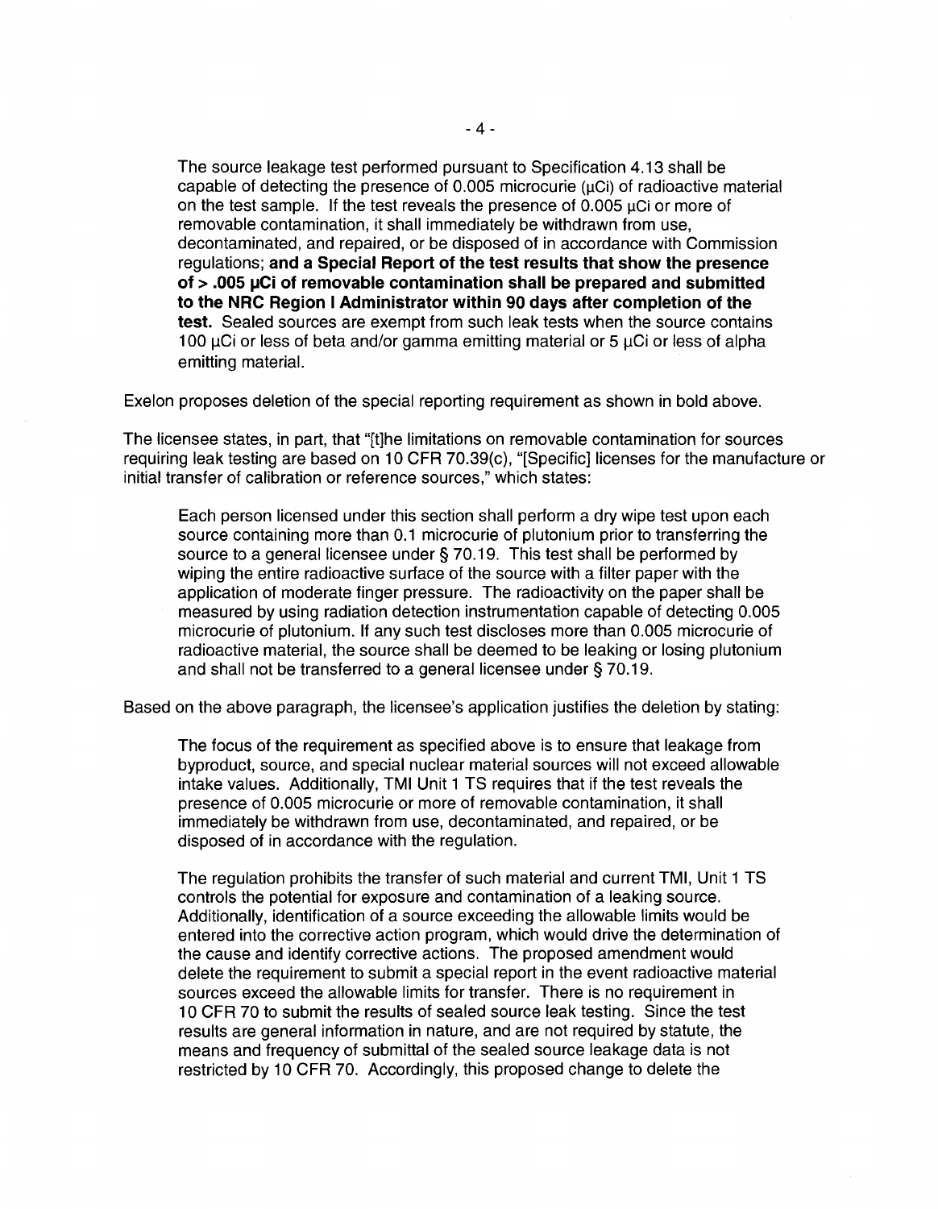> The source leakage test performed pursuant to Specification 4.13 shall be capable of detecting the presence of 0.005 microcurie (μCi) of radioactive material on the test sample. If the test reveals the presence of 0.005 μCi or more of removable contamination, it shall immediately be withdrawn from use, decontaminated, and repaired, or be disposed of in accordance with Commission regulations; **and a Special Report of the test results that show the presence of > .005 μCi of removable contamination shall be prepared and submitted to the NRC Region I Administrator within 90 days after completion of the test.** Sealed sources are exempt from such leak tests when the source contains 100 μCi or less of beta and/or gamma emitting material or 5 μCi or less of alpha emitting material.

Exelon proposes deletion of the special reporting requirement as shown in bold above.

The licensee states, in part, that "[t]he limitations on removable contamination for sources requiring leak testing are based on 10 CFR 70.39(c), "[Specific] licenses for the manufacture or initial transfer of calibration or reference sources," which states:

> Each person licensed under this section shall perform a dry wipe test upon each source containing more than 0.1 microcurie of plutonium prior to transferring the source to a general licensee under § 70.19. This test shall be performed by wiping the entire radioactive surface of the source with a filter paper with the application of moderate finger pressure. The radioactivity on the paper shall be measured by using radiation detection instrumentation capable of detecting 0.005 microcurie of plutonium. If any such test discloses more than 0.005 microcurie of radioactive material, the source shall be deemed to be leaking or losing plutonium and shall not be transferred to a general licensee under § 70.19.

Based on the above paragraph, the licensee's application justifies the deletion by stating:

> The focus of the requirement as specified above is to ensure that leakage from byproduct, source, and special nuclear material sources will not exceed allowable intake values. Additionally, TMI Unit 1 TS requires that if the test reveals the presence of 0.005 microcurie or more of removable contamination, it shall immediately be withdrawn from use, decontaminated, and repaired, or be disposed of in accordance with the regulation.
>
> The regulation prohibits the transfer of such material and current TMI, Unit 1 TS controls the potential for exposure and contamination of a leaking source. Additionally, identification of a source exceeding the allowable limits would be entered into the corrective action program, which would drive the determination of the cause and identify corrective actions. The proposed amendment would delete the requirement to submit a special report in the event radioactive material sources exceed the allowable limits for transfer. There is no requirement in 10 CFR 70 to submit the results of sealed source leak testing. Since the test results are general information in nature, and are not required by statute, the means and frequency of submittal of the sealed source leakage data is not restricted by 10 CFR 70. Accordingly, this proposed change to delete the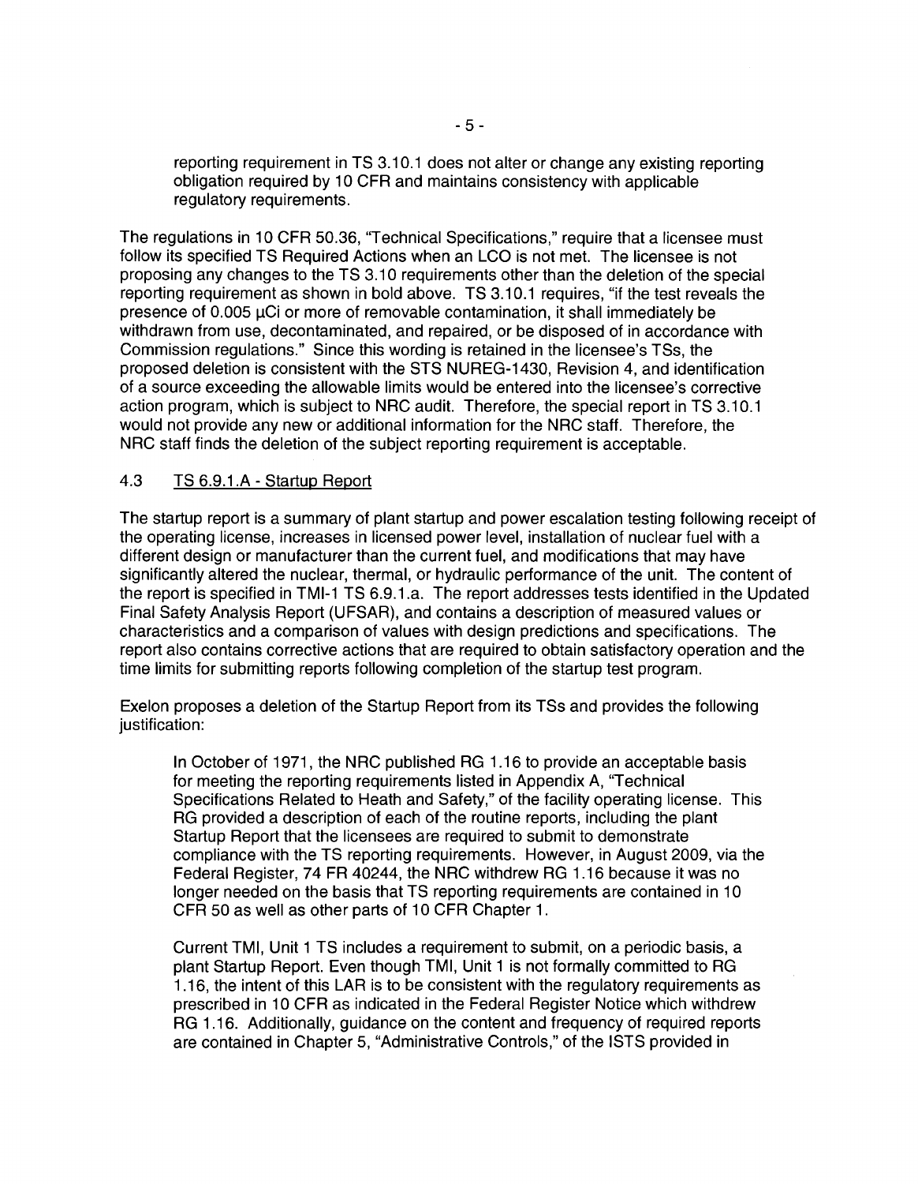reporting requirement in TS 3.10.1 does not alter or change any existing reporting obligation required by 10 CFR and maintains consistency with applicable regulatory requirements.

The regulations in 10 CFR 50.36, "Technical Specifications," require that a licensee must follow its specified TS Required Actions when an LCO is not met. The licensee is not proposing any changes to the TS 3.10 requirements other than the deletion of the special reporting requirement as shown in bold above. TS 3.10.1 requires, "if the test reveals the presence of 0.005 μCi or more of removable contamination, it shall immediately be withdrawn from use, decontaminated, and repaired, or be disposed of in accordance with Commission regulations." Since this wording is retained in the licensee's TSs, the proposed deletion is consistent with the STS NUREG-1430, Revision 4, and identification of a source exceeding the allowable limits would be entered into the licensee's corrective action program, which is subject to NRC audit. Therefore, the special report in TS 3.10.1 would not provide any new or additional information for the NRC staff. Therefore, the NRC staff finds the deletion of the subject reporting requirement is acceptable.

### 4.3 TS 6.9.1.A - Startup Report

The startup report is a summary of plant startup and power escalation testing following receipt of the operating license, increases in licensed power level, installation of nuclear fuel with a different design or manufacturer than the current fuel, and modifications that may have significantly altered the nuclear, thermal, or hydraulic performance of the unit. The content of the report is specified in TMI-1 TS 6.9.1.a. The report addresses tests identified in the Updated Final Safety Analysis Report (UFSAR), and contains a description of measured values or characteristics and a comparison of values with design predictions and specifications. The report also contains corrective actions that are required to obtain satisfactory operation and the time limits for submitting reports following completion of the startup test program.

Exelon proposes a deletion of the Startup Report from its TSs and provides the following justification:

> In October of 1971, the NRC published RG 1.16 to provide an acceptable basis for meeting the reporting requirements listed in Appendix A, "Technical Specifications Related to Heath and Safety," of the facility operating license. This RG provided a description of each of the routine reports, including the plant Startup Report that the licensees are required to submit to demonstrate compliance with the TS reporting requirements. However, in August 2009, via the Federal Register, 74 FR 40244, the NRC withdrew RG 1.16 because it was no longer needed on the basis that TS reporting requirements are contained in 10 CFR 50 as well as other parts of 10 CFR Chapter 1.
>
> Current TMI, Unit 1 TS includes a requirement to submit, on a periodic basis, a plant Startup Report. Even though TMI, Unit 1 is not formally committed to RG 1.16, the intent of this LAR is to be consistent with the regulatory requirements as prescribed in 10 CFR as indicated in the Federal Register Notice which withdrew RG 1.16. Additionally, guidance on the content and frequency of required reports are contained in Chapter 5, "Administrative Controls," of the ISTS provided in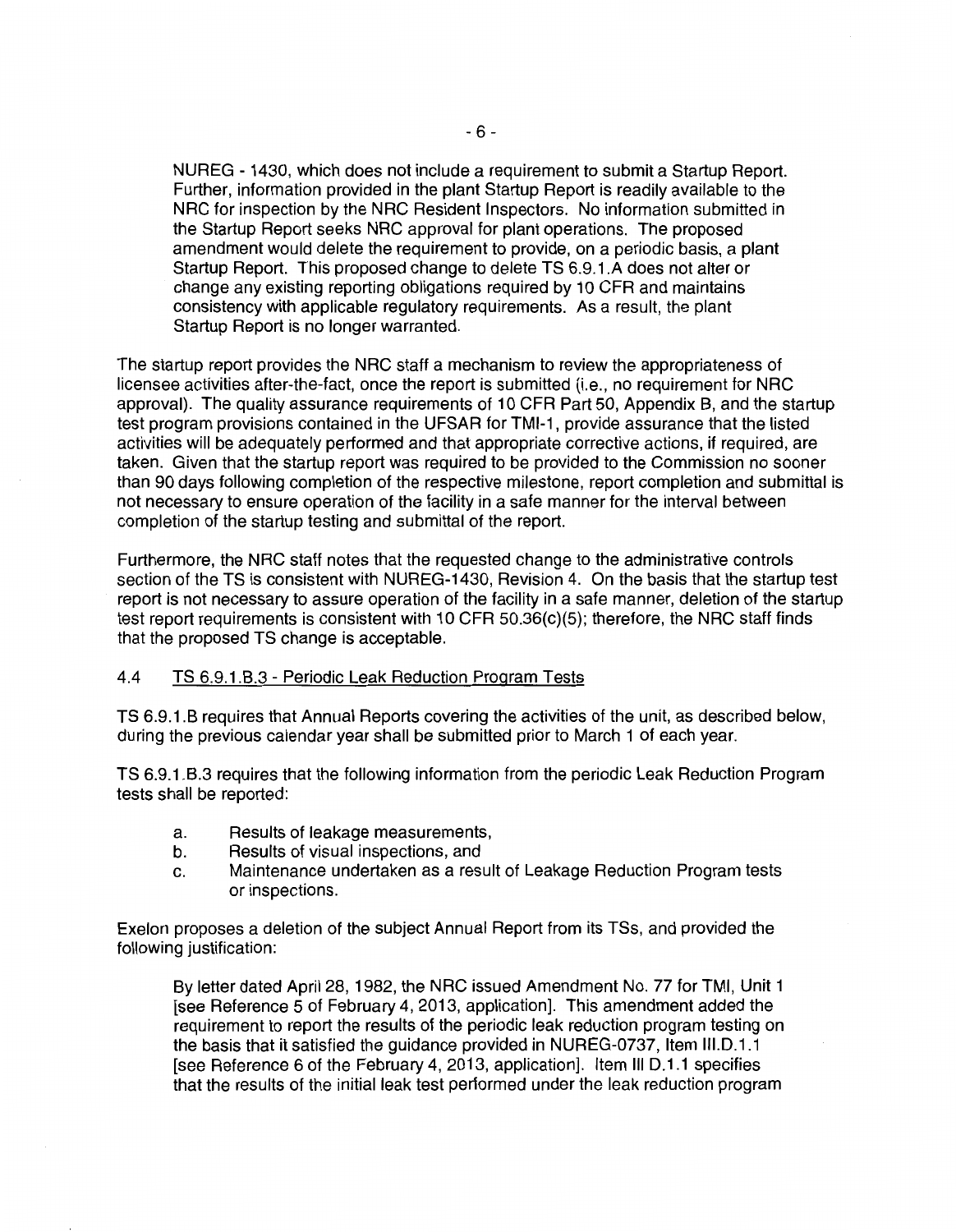> NUREG - 1430, which does not include a requirement to submit a Startup Report. Further, information provided in the plant Startup Report is readily available to the NRC for inspection by the NRC Resident Inspectors. No information submitted in the Startup Report seeks NRC approval for plant operations. The proposed amendment would delete the requirement to provide, on a periodic basis, a plant Startup Report. This proposed change to delete TS 6.9.1.A does not alter or change any existing reporting obligations required by 10 CFR and maintains consistency with applicable regulatory requirements. As a result, the plant Startup Report is no longer warranted.

The startup report provides the NRC staff a mechanism to review the appropriateness of licensee activities after-the-fact, once the report is submitted (i.e., no requirement for NRC approval). The quality assurance requirements of 10 CFR Part 50, Appendix B, and the startup test program provisions contained in the UFSAR for TMI-1, provide assurance that the listed activities will be adequately performed and that appropriate corrective actions, if required, are taken. Given that the startup report was required to be provided to the Commission no sooner than 90 days following completion of the respective milestone, report completion and submittal is not necessary to ensure operation of the facility in a safe manner for the interval between completion of the startup testing and submittal of the report.

Furthermore, the NRC staff notes that the requested change to the administrative controls section of the TS is consistent with NUREG-1430, Revision 4. On the basis that the startup test report is not necessary to assure operation of the facility in a safe manner, deletion of the startup test report requirements is consistent with 10 CFR 50.36(c)(5); therefore, the NRC staff finds that the proposed TS change is acceptable.

### 4.4 TS 6.9.1.B.3 - Periodic Leak Reduction Program Tests

TS 6.9.1.B requires that Annual Reports covering the activities of the unit, as described below, during the previous calendar year shall be submitted prior to March 1 of each year.

TS 6.9.1.B.3 requires that the following information from the periodic Leak Reduction Program tests shall be reported:

a. Results of leakage measurements,
b. Results of visual inspections, and
c. Maintenance undertaken as a result of Leakage Reduction Program tests or inspections.

Exelon proposes a deletion of the subject Annual Report from its TSs, and provided the following justification:

> By letter dated April 28, 1982, the NRC issued Amendment No. 77 for TMI, Unit 1 [see Reference 5 of February 4, 2013, application]. This amendment added the requirement to report the results of the periodic leak reduction program testing on the basis that it satisfied the guidance provided in NUREG-0737, Item III.D.1.1 [see Reference 6 of the February 4, 2013, application]. Item III D.1.1 specifies that the results of the initial leak test performed under the leak reduction program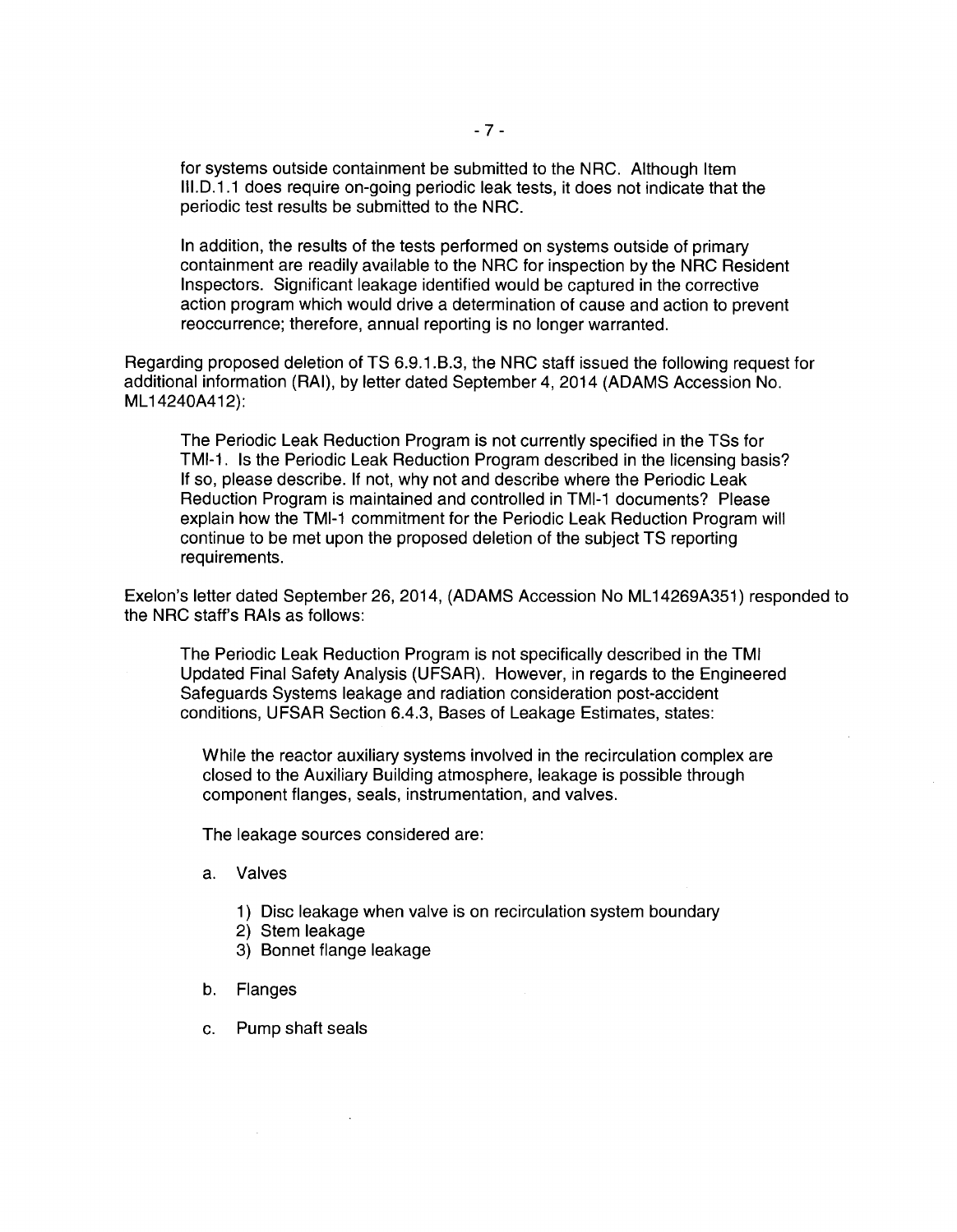for systems outside containment be submitted to the NRC. Although Item III.D.1.1 does require on-going periodic leak tests, it does not indicate that the periodic test results be submitted to the NRC.

In addition, the results of the tests performed on systems outside of primary containment are readily available to the NRC for inspection by the NRC Resident Inspectors. Significant leakage identified would be captured in the corrective action program which would drive a determination of cause and action to prevent reoccurrence; therefore, annual reporting is no longer warranted.

Regarding proposed deletion of TS 6.9.1.B.3, the NRC staff issued the following request for additional information (RAI), by letter dated September 4, 2014 (ADAMS Accession No. ML14240A412):

> The Periodic Leak Reduction Program is not currently specified in the TSs for TMI-1. Is the Periodic Leak Reduction Program described in the licensing basis? If so, please describe. If not, why not and describe where the Periodic Leak Reduction Program is maintained and controlled in TMI-1 documents? Please explain how the TMI-1 commitment for the Periodic Leak Reduction Program will continue to be met upon the proposed deletion of the subject TS reporting requirements.

Exelon's letter dated September 26, 2014, (ADAMS Accession No ML14269A351) responded to the NRC staff's RAIs as follows:

> The Periodic Leak Reduction Program is not specifically described in the TMI Updated Final Safety Analysis (UFSAR). However, in regards to the Engineered Safeguards Systems leakage and radiation consideration post-accident conditions, UFSAR Section 6.4.3, Bases of Leakage Estimates, states:
>
> > While the reactor auxiliary systems involved in the recirculation complex are closed to the Auxiliary Building atmosphere, leakage is possible through component flanges, seals, instrumentation, and valves.
> >
> > The leakage sources considered are:
> >
> > a. Valves
> >
> > 1) Disc leakage when valve is on recirculation system boundary
> > 2) Stem leakage
> > 3) Bonnet flange leakage
> >
> > b. Flanges
> >
> > c. Pump shaft seals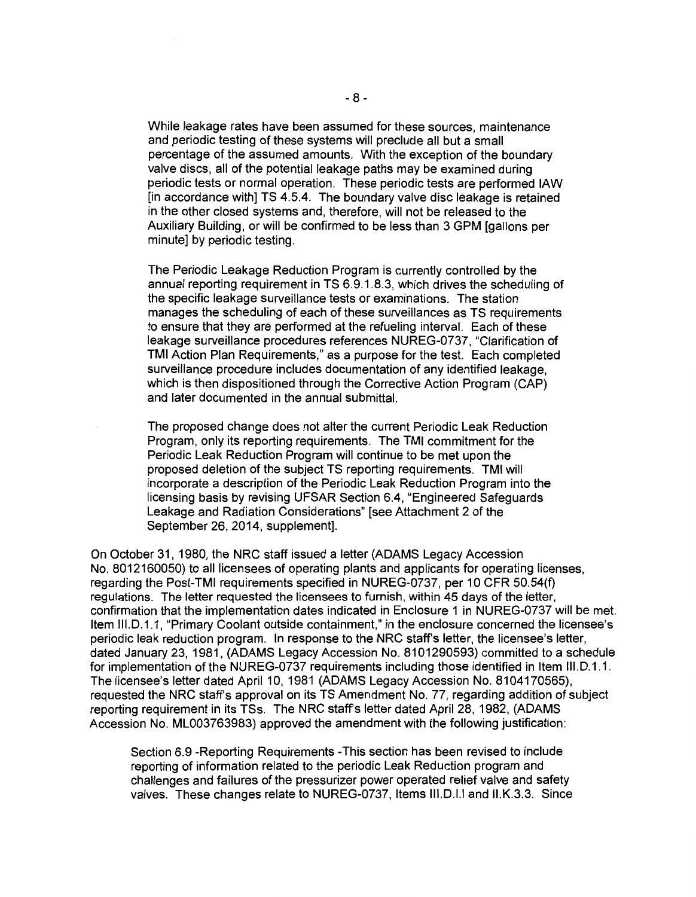> While leakage rates have been assumed for these sources, maintenance and periodic testing of these systems will preclude all but a small percentage of the assumed amounts. With the exception of the boundary valve discs, all of the potential leakage paths may be examined during periodic tests or normal operation. These periodic tests are performed IAW [in accordance with] TS 4.5.4. The boundary valve disc leakage is retained in the other closed systems and, therefore, will not be released to the Auxiliary Building, or will be confirmed to be less than 3 GPM [gallons per minute] by periodic testing.
>
> The Periodic Leakage Reduction Program is currently controlled by the annual reporting requirement in TS 6.9.1.8.3, which drives the scheduling of the specific leakage surveillance tests or examinations. The station manages the scheduling of each of these surveillances as TS requirements to ensure that they are performed at the refueling interval. Each of these leakage surveillance procedures references NUREG-0737, "Clarification of TMI Action Plan Requirements," as a purpose for the test. Each completed surveillance procedure includes documentation of any identified leakage, which is then dispositioned through the Corrective Action Program (CAP) and later documented in the annual submittal.
>
> The proposed change does not alter the current Periodic Leak Reduction Program, only its reporting requirements. The TMI commitment for the Periodic Leak Reduction Program will continue to be met upon the proposed deletion of the subject TS reporting requirements. TMI will incorporate a description of the Periodic Leak Reduction Program into the licensing basis by revising UFSAR Section 6.4, "Engineered Safeguards Leakage and Radiation Considerations" [see Attachment 2 of the September 26, 2014, supplement].

On October 31, 1980, the NRC staff issued a letter (ADAMS Legacy Accession No. 8012160050) to all licensees of operating plants and applicants for operating licenses, regarding the Post-TMI requirements specified in NUREG-0737, per 10 CFR 50.54(f) regulations. The letter requested the licensees to furnish, within 45 days of the letter, confirmation that the implementation dates indicated in Enclosure 1 in NUREG-0737 will be met. Item III.D.1.1, "Primary Coolant outside containment," in the enclosure concerned the licensee's periodic leak reduction program. In response to the NRC staff's letter, the licensee's letter, dated January 23, 1981, (ADAMS Legacy Accession No. 8101290593) committed to a schedule for implementation of the NUREG-0737 requirements including those identified in Item III.D.1.1. The licensee's letter dated April 10, 1981 (ADAMS Legacy Accession No. 8104170565), requested the NRC staff's approval on its TS Amendment No. 77, regarding addition of subject reporting requirement in its TSs. The NRC staff's letter dated April 28, 1982, (ADAMS Accession No. ML003763983) approved the amendment with the following justification:

> Section 6.9 -Reporting Requirements -This section has been revised to include reporting of information related to the periodic Leak Reduction program and challenges and failures of the pressurizer power operated relief valve and safety valves. These changes relate to NUREG-0737, Items III.D.I.I and II.K.3.3. Since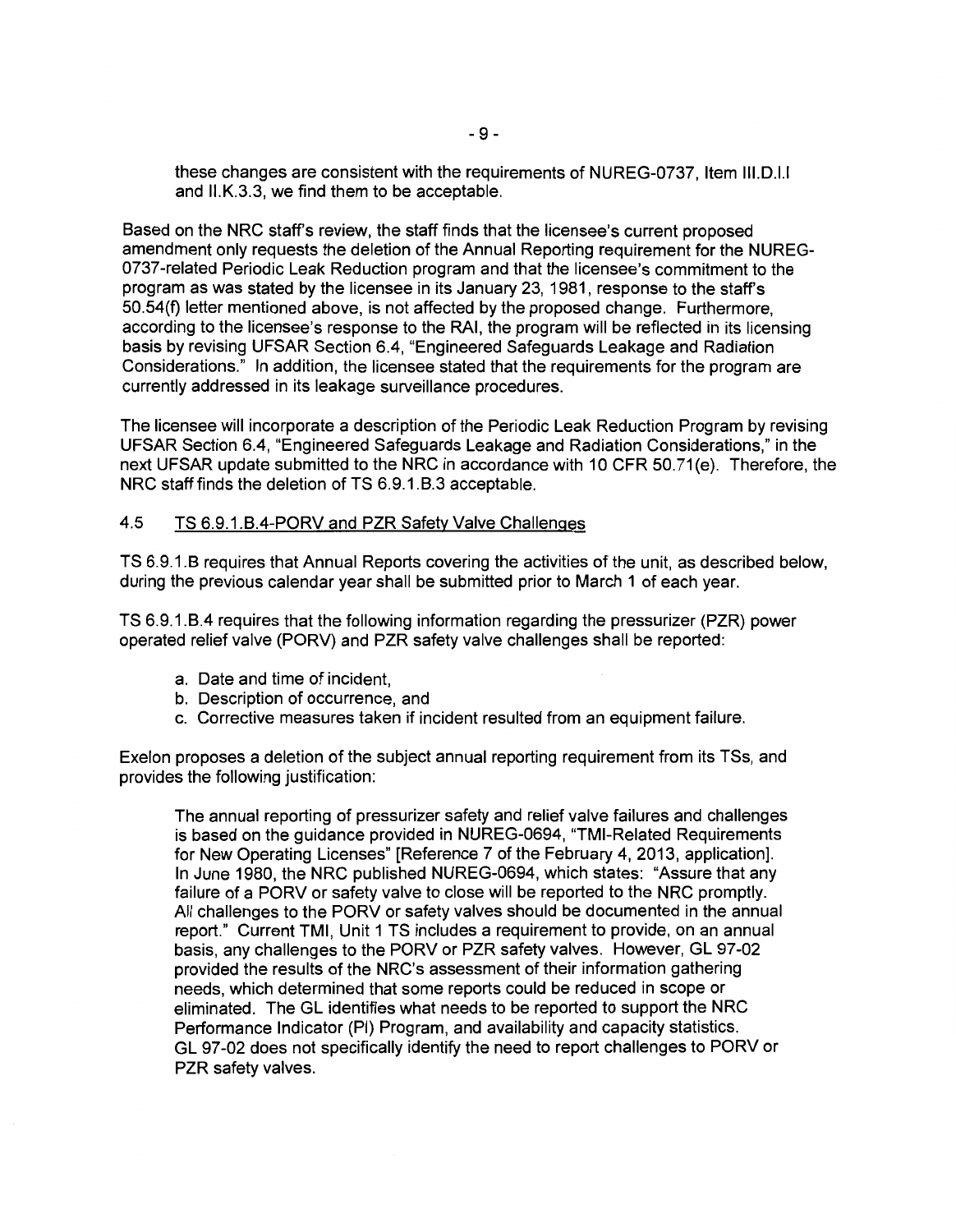these changes are consistent with the requirements of NUREG-0737, Item III.D.I.I and II.K.3.3, we find them to be acceptable.

Based on the NRC staff's review, the staff finds that the licensee's current proposed amendment only requests the deletion of the Annual Reporting requirement for the NUREG-0737-related Periodic Leak Reduction program and that the licensee's commitment to the program as was stated by the licensee in its January 23, 1981, response to the staff's 50.54(f) letter mentioned above, is not affected by the proposed change. Furthermore, according to the licensee's response to the RAI, the program will be reflected in its licensing basis by revising UFSAR Section 6.4, "Engineered Safeguards Leakage and Radiation Considerations." In addition, the licensee stated that the requirements for the program are currently addressed in its leakage surveillance procedures.

The licensee will incorporate a description of the Periodic Leak Reduction Program by revising UFSAR Section 6.4, "Engineered Safeguards Leakage and Radiation Considerations," in the next UFSAR update submitted to the NRC in accordance with 10 CFR 50.71(e). Therefore, the NRC staff finds the deletion of TS 6.9.1.B.3 acceptable.

### 4.5 TS 6.9.1.B.4-PORV and PZR Safety Valve Challenges

TS 6.9.1.B requires that Annual Reports covering the activities of the unit, as described below, during the previous calendar year shall be submitted prior to March 1 of each year.

TS 6.9.1.B.4 requires that the following information regarding the pressurizer (PZR) power operated relief valve (PORV) and PZR safety valve challenges shall be reported:

a. Date and time of incident,
b. Description of occurrence, and
c. Corrective measures taken if incident resulted from an equipment failure.

Exelon proposes a deletion of the subject annual reporting requirement from its TSs, and provides the following justification:

> The annual reporting of pressurizer safety and relief valve failures and challenges is based on the guidance provided in NUREG-0694, "TMI-Related Requirements for New Operating Licenses" [Reference 7 of the February 4, 2013, application]. In June 1980, the NRC published NUREG-0694, which states: "Assure that any failure of a PORV or safety valve to close will be reported to the NRC promptly. All challenges to the PORV or safety valves should be documented in the annual report." Current TMI, Unit 1 TS includes a requirement to provide, on an annual basis, any challenges to the PORV or PZR safety valves. However, GL 97-02 provided the results of the NRC's assessment of their information gathering needs, which determined that some reports could be reduced in scope or eliminated. The GL identifies what needs to be reported to support the NRC Performance Indicator (PI) Program, and availability and capacity statistics. GL 97-02 does not specifically identify the need to report challenges to PORV or PZR safety valves.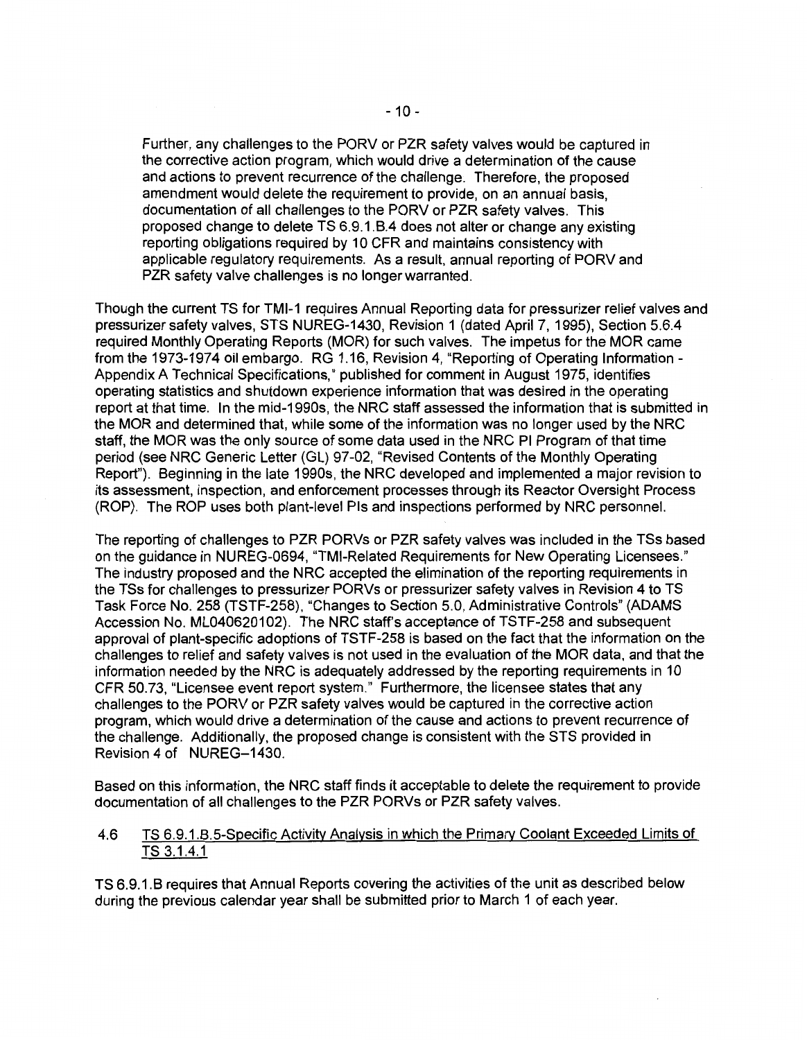> Further, any challenges to the PORV or PZR safety valves would be captured in the corrective action program, which would drive a determination of the cause and actions to prevent recurrence of the challenge. Therefore, the proposed amendment would delete the requirement to provide, on an annual basis, documentation of all challenges to the PORV or PZR safety valves. This proposed change to delete TS 6.9.1.B.4 does not alter or change any existing reporting obligations required by 10 CFR and maintains consistency with applicable regulatory requirements. As a result, annual reporting of PORV and PZR safety valve challenges is no longer warranted.

Though the current TS for TMI-1 requires Annual Reporting data for pressurizer relief valves and pressurizer safety valves, STS NUREG-1430, Revision 1 (dated April 7, 1995), Section 5.6.4 required Monthly Operating Reports (MOR) for such valves. The impetus for the MOR came from the 1973-1974 oil embargo. RG 1.16, Revision 4, "Reporting of Operating Information - Appendix A Technical Specifications," published for comment in August 1975, identifies operating statistics and shutdown experience information that was desired in the operating report at that time. In the mid-1990s, the NRC staff assessed the information that is submitted in the MOR and determined that, while some of the information was no longer used by the NRC staff, the MOR was the only source of some data used in the NRC PI Program of that time period (see NRC Generic Letter (GL) 97-02, "Revised Contents of the Monthly Operating Report"). Beginning in the late 1990s, the NRC developed and implemented a major revision to its assessment, inspection, and enforcement processes through its Reactor Oversight Process (ROP). The ROP uses both plant-level PIs and inspections performed by NRC personnel.

The reporting of challenges to PZR PORVs or PZR safety valves was included in the TSs based on the guidance in NUREG-0694, "TMI-Related Requirements for New Operating Licensees." The industry proposed and the NRC accepted the elimination of the reporting requirements in the TSs for challenges to pressurizer PORVs or pressurizer safety valves in Revision 4 to TS Task Force No. 258 (TSTF-258), "Changes to Section 5.0, Administrative Controls" (ADAMS Accession No. ML040620102). The NRC staff's acceptance of TSTF-258 and subsequent approval of plant-specific adoptions of TSTF-258 is based on the fact that the information on the challenges to relief and safety valves is not used in the evaluation of the MOR data, and that the information needed by the NRC is adequately addressed by the reporting requirements in 10 CFR 50.73, "Licensee event report system." Furthermore, the licensee states that any challenges to the PORV or PZR safety valves would be captured in the corrective action program, which would drive a determination of the cause and actions to prevent recurrence of the challenge. Additionally, the proposed change is consistent with the STS provided in Revision 4 of NUREG–1430.

Based on this information, the NRC staff finds it acceptable to delete the requirement to provide documentation of all challenges to the PZR PORVs or PZR safety valves.

### 4.6 TS 6.9.1.B.5-Specific Activity Analysis in which the Primary Coolant Exceeded Limits of TS 3.1.4.1

TS 6.9.1.B requires that Annual Reports covering the activities of the unit as described below during the previous calendar year shall be submitted prior to March 1 of each year.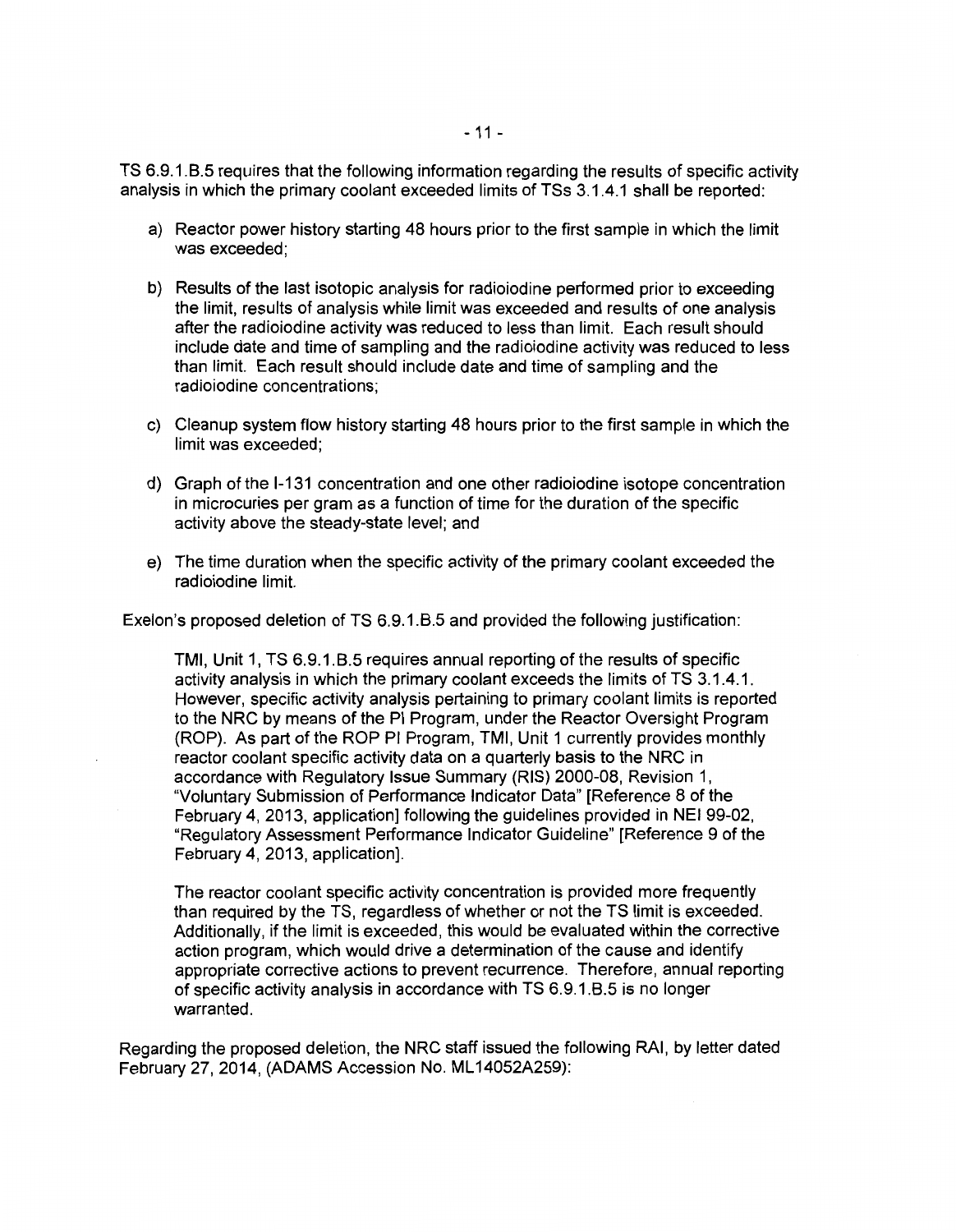TS 6.9.1.B.5 requires that the following information regarding the results of specific activity analysis in which the primary coolant exceeded limits of TSs 3.1.4.1 shall be reported:

a) Reactor power history starting 48 hours prior to the first sample in which the limit was exceeded;

b) Results of the last isotopic analysis for radioiodine performed prior to exceeding the limit, results of analysis while limit was exceeded and results of one analysis after the radioiodine activity was reduced to less than limit. Each result should include date and time of sampling and the radioiodine activity was reduced to less than limit. Each result should include date and time of sampling and the radioiodine concentrations;

c) Cleanup system flow history starting 48 hours prior to the first sample in which the limit was exceeded;

d) Graph of the I-131 concentration and one other radioiodine isotope concentration in microcuries per gram as a function of time for the duration of the specific activity above the steady-state level; and

e) The time duration when the specific activity of the primary coolant exceeded the radioiodine limit.

Exelon's proposed deletion of TS 6.9.1.B.5 and provided the following justification:

> TMI, Unit 1, TS 6.9.1.B.5 requires annual reporting of the results of specific activity analysis in which the primary coolant exceeds the limits of TS 3.1.4.1. However, specific activity analysis pertaining to primary coolant limits is reported to the NRC by means of the PI Program, under the Reactor Oversight Program (ROP). As part of the ROP PI Program, TMI, Unit 1 currently provides monthly reactor coolant specific activity data on a quarterly basis to the NRC in accordance with Regulatory Issue Summary (RIS) 2000-08, Revision 1, "Voluntary Submission of Performance Indicator Data" [Reference 8 of the February 4, 2013, application] following the guidelines provided in NEI 99-02, "Regulatory Assessment Performance Indicator Guideline" [Reference 9 of the February 4, 2013, application].
>
> The reactor coolant specific activity concentration is provided more frequently than required by the TS, regardless of whether or not the TS limit is exceeded. Additionally, if the limit is exceeded, this would be evaluated within the corrective action program, which would drive a determination of the cause and identify appropriate corrective actions to prevent recurrence. Therefore, annual reporting of specific activity analysis in accordance with TS 6.9.1.B.5 is no longer warranted.

Regarding the proposed deletion, the NRC staff issued the following RAI, by letter dated February 27, 2014, (ADAMS Accession No. ML14052A259):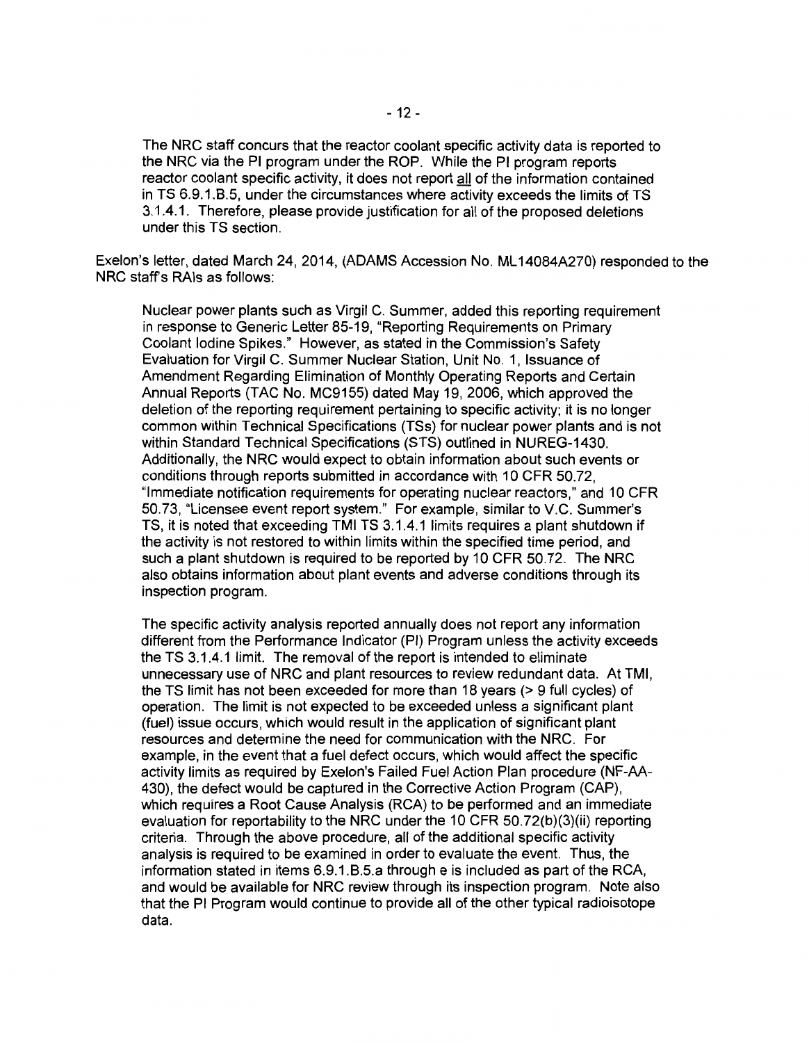The NRC staff concurs that the reactor coolant specific activity data is reported to the NRC via the PI program under the ROP. While the PI program reports reactor coolant specific activity, it does not report all of the information contained in TS 6.9.1.B.5, under the circumstances where activity exceeds the limits of TS 3.1.4.1. Therefore, please provide justification for all of the proposed deletions under this TS section.

Exelon's letter, dated March 24, 2014, (ADAMS Accession No. ML14084A270) responded to the NRC staff's RAIs as follows:

> Nuclear power plants such as Virgil C. Summer, added this reporting requirement in response to Generic Letter 85-19, "Reporting Requirements on Primary Coolant Iodine Spikes." However, as stated in the Commission's Safety Evaluation for Virgil C. Summer Nuclear Station, Unit No. 1, Issuance of Amendment Regarding Elimination of Monthly Operating Reports and Certain Annual Reports (TAC No. MC9155) dated May 19, 2006, which approved the deletion of the reporting requirement pertaining to specific activity; it is no longer common within Technical Specifications (TSs) for nuclear power plants and is not within Standard Technical Specifications (STS) outlined in NUREG-1430. Additionally, the NRC would expect to obtain information about such events or conditions through reports submitted in accordance with 10 CFR 50.72, "Immediate notification requirements for operating nuclear reactors," and 10 CFR 50.73, "Licensee event report system." For example, similar to V.C. Summer's TS, it is noted that exceeding TMI TS 3.1.4.1 limits requires a plant shutdown if the activity is not restored to within limits within the specified time period, and such a plant shutdown is required to be reported by 10 CFR 50.72. The NRC also obtains information about plant events and adverse conditions through its inspection program.
>
> The specific activity analysis reported annually does not report any information different from the Performance Indicator (PI) Program unless the activity exceeds the TS 3.1.4.1 limit. The removal of the report is intended to eliminate unnecessary use of NRC and plant resources to review redundant data. At TMI, the TS limit has not been exceeded for more than 18 years (> 9 full cycles) of operation. The limit is not expected to be exceeded unless a significant plant (fuel) issue occurs, which would result in the application of significant plant resources and determine the need for communication with the NRC. For example, in the event that a fuel defect occurs, which would affect the specific activity limits as required by Exelon's Failed Fuel Action Plan procedure (NF-AA-430), the defect would be captured in the Corrective Action Program (CAP), which requires a Root Cause Analysis (RCA) to be performed and an immediate evaluation for reportability to the NRC under the 10 CFR 50.72(b)(3)(ii) reporting criteria. Through the above procedure, all of the additional specific activity analysis is required to be examined in order to evaluate the event. Thus, the information stated in items 6.9.1.B.5.a through e is included as part of the RCA, and would be available for NRC review through its inspection program. Note also that the PI Program would continue to provide all of the other typical radioisotope data.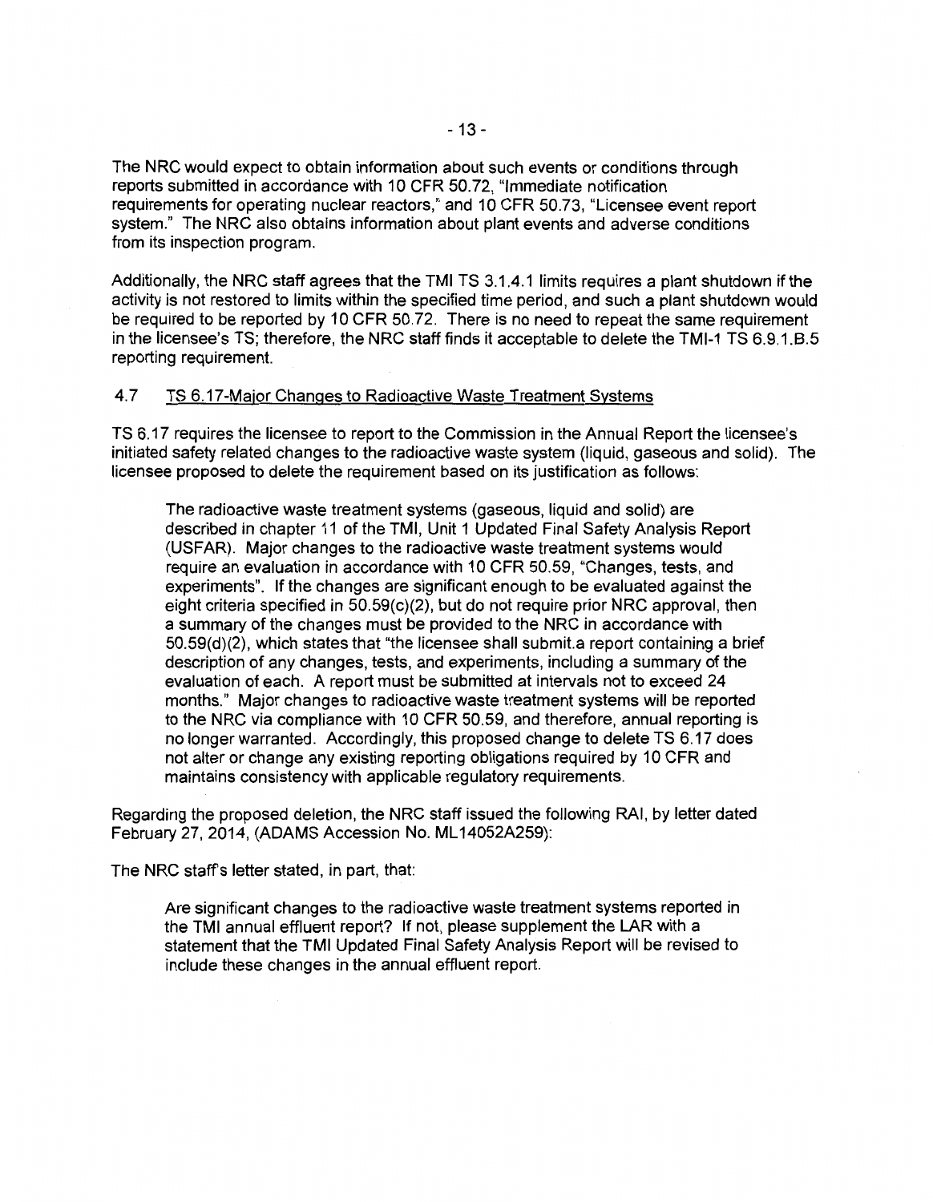The NRC would expect to obtain information about such events or conditions through reports submitted in accordance with 10 CFR 50.72, "Immediate notification requirements for operating nuclear reactors," and 10 CFR 50.73, "Licensee event report system." The NRC also obtains information about plant events and adverse conditions from its inspection program.

Additionally, the NRC staff agrees that the TMI TS 3.1.4.1 limits requires a plant shutdown if the activity is not restored to limits within the specified time period, and such a plant shutdown would be required to be reported by 10 CFR 50.72. There is no need to repeat the same requirement in the licensee's TS; therefore, the NRC staff finds it acceptable to delete the TMI-1 TS 6.9.1.B.5 reporting requirement.

### 4.7 TS 6.17-Major Changes to Radioactive Waste Treatment Systems

TS 6.17 requires the licensee to report to the Commission in the Annual Report the licensee's initiated safety related changes to the radioactive waste system (liquid, gaseous and solid). The licensee proposed to delete the requirement based on its justification as follows:

> The radioactive waste treatment systems (gaseous, liquid and solid) are described in chapter 11 of the TMI, Unit 1 Updated Final Safety Analysis Report (USFAR). Major changes to the radioactive waste treatment systems would require an evaluation in accordance with 10 CFR 50.59, "Changes, tests, and experiments". If the changes are significant enough to be evaluated against the eight criteria specified in 50.59(c)(2), but do not require prior NRC approval, then a summary of the changes must be provided to the NRC in accordance with 50.59(d)(2), which states that "the licensee shall submit a report containing a brief description of any changes, tests, and experiments, including a summary of the evaluation of each. A report must be submitted at intervals not to exceed 24 months." Major changes to radioactive waste treatment systems will be reported to the NRC via compliance with 10 CFR 50.59, and therefore, annual reporting is no longer warranted. Accordingly, this proposed change to delete TS 6.17 does not alter or change any existing reporting obligations required by 10 CFR and maintains consistency with applicable regulatory requirements.

Regarding the proposed deletion, the NRC staff issued the following RAI, by letter dated February 27, 2014, (ADAMS Accession No. ML14052A259):

The NRC staff's letter stated, in part, that:

> Are significant changes to the radioactive waste treatment systems reported in the TMI annual effluent report? If not, please supplement the LAR with a statement that the TMI Updated Final Safety Analysis Report will be revised to include these changes in the annual effluent report.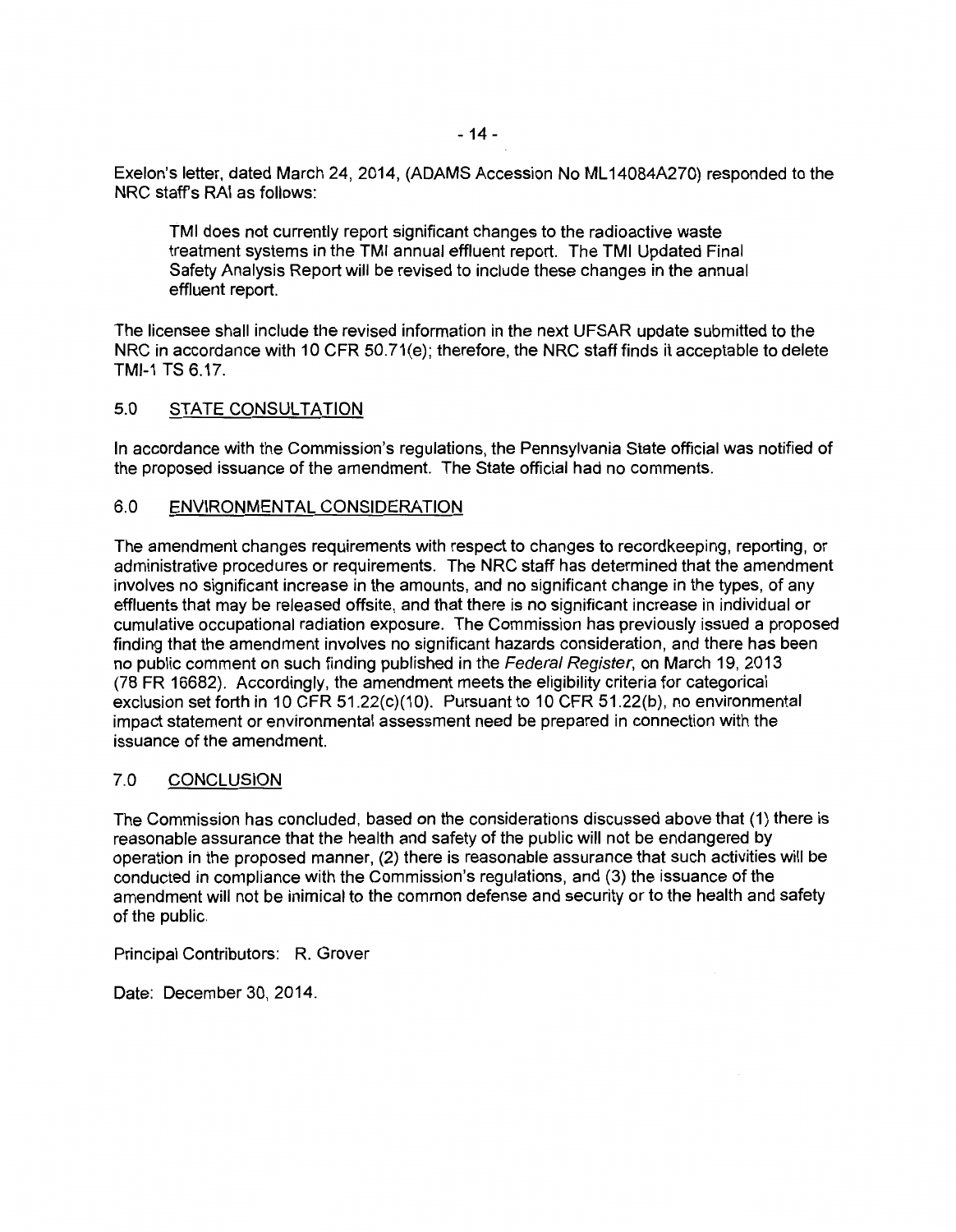Exelon's letter, dated March 24, 2014, (ADAMS Accession No ML14084A270) responded to the NRC staff's RAI as follows:

> TMI does not currently report significant changes to the radioactive waste treatment systems in the TMI annual effluent report. The TMI Updated Final Safety Analysis Report will be revised to include these changes in the annual effluent report.

The licensee shall include the revised information in the next UFSAR update submitted to the NRC in accordance with 10 CFR 50.71(e); therefore, the NRC staff finds it acceptable to delete TMI-1 TS 6.17.

## 5.0 STATE CONSULTATION

In accordance with the Commission's regulations, the Pennsylvania State official was notified of the proposed issuance of the amendment. The State official had no comments.

## 6.0 ENVIRONMENTAL CONSIDERATION

The amendment changes requirements with respect to changes to recordkeeping, reporting, or administrative procedures or requirements. The NRC staff has determined that the amendment involves no significant increase in the amounts, and no significant change in the types, of any effluents that may be released offsite, and that there is no significant increase in individual or cumulative occupational radiation exposure. The Commission has previously issued a proposed finding that the amendment involves no significant hazards consideration, and there has been no public comment on such finding published in the *Federal Register*, on March 19, 2013 (78 FR 16682). Accordingly, the amendment meets the eligibility criteria for categorical exclusion set forth in 10 CFR 51.22(c)(10). Pursuant to 10 CFR 51.22(b), no environmental impact statement or environmental assessment need be prepared in connection with the issuance of the amendment.

## 7.0 CONCLUSION

The Commission has concluded, based on the considerations discussed above that (1) there is reasonable assurance that the health and safety of the public will not be endangered by operation in the proposed manner, (2) there is reasonable assurance that such activities will be conducted in compliance with the Commission's regulations, and (3) the issuance of the amendment will not be inimical to the common defense and security or to the health and safety of the public.

Principal Contributors: R. Grover

Date: December 30, 2014.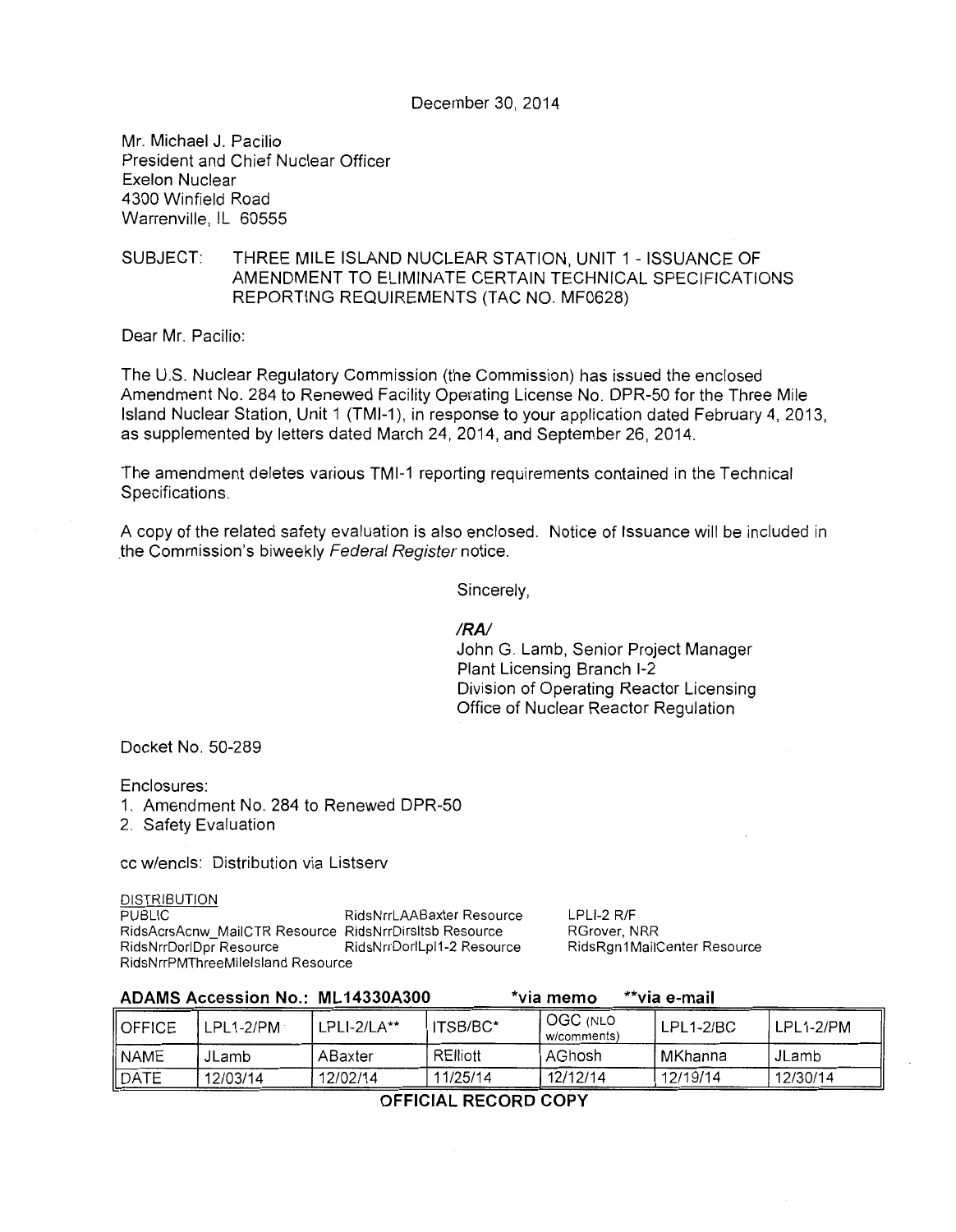December 30, 2014

Mr. Michael J. Pacilio
President and Chief Nuclear Officer
Exelon Nuclear
4300 Winfield Road
Warrenville, IL 60555

SUBJECT: THREE MILE ISLAND NUCLEAR STATION, UNIT 1 - ISSUANCE OF AMENDMENT TO ELIMINATE CERTAIN TECHNICAL SPECIFICATIONS REPORTING REQUIREMENTS (TAC NO. MF0628)

Dear Mr. Pacilio:

The U.S. Nuclear Regulatory Commission (the Commission) has issued the enclosed Amendment No. 284 to Renewed Facility Operating License No. DPR-50 for the Three Mile Island Nuclear Station, Unit 1 (TMI-1), in response to your application dated February 4, 2013, as supplemented by letters dated March 24, 2014, and September 26, 2014.

The amendment deletes various TMI-1 reporting requirements contained in the Technical Specifications.

A copy of the related safety evaluation is also enclosed. Notice of Issuance will be included in the Commission's biweekly *Federal Register* notice.

Sincerely,

*/RA/*

John G. Lamb, Senior Project Manager
Plant Licensing Branch I-2
Division of Operating Reactor Licensing
Office of Nuclear Reactor Regulation

Docket No. 50-289

Enclosures:
1. Amendment No. 284 to Renewed DPR-50
2. Safety Evaluation

cc w/encls: Distribution via Listserv

DISTRIBUTION
PUBLIC
RidsAcrsAcnw_MailCTR Resource
RidsNrrDorlDpr Resource
RidsNrrPMThreeMileIsland Resource
RidsNrrLAABaxter Resource
RidsNrrDirsItsb Resource
RidsNrrDorlLpl1-2 Resource
LPLI-2 R/F
RGrover, NRR
RidsRgn1MailCenter Resource

**ADAMS Accession No.: ML14330A300** *via memo **via e-mail

| OFFICE | LPL1-2/PM | LPLI-2/LA** | ITSB/BC* | OGC (NLO w/comments) | LPL1-2/BC | LPL1-2/PM |
|---|---|---|---|---|---|---|
| NAME | JLamb | ABaxter | RElliott | AGhosh | MKhanna | JLamb |
| DATE | 12/03/14 | 12/02/14 | 11/25/14 | 12/12/14 | 12/19/14 | 12/30/14 |

**OFFICIAL RECORD COPY**